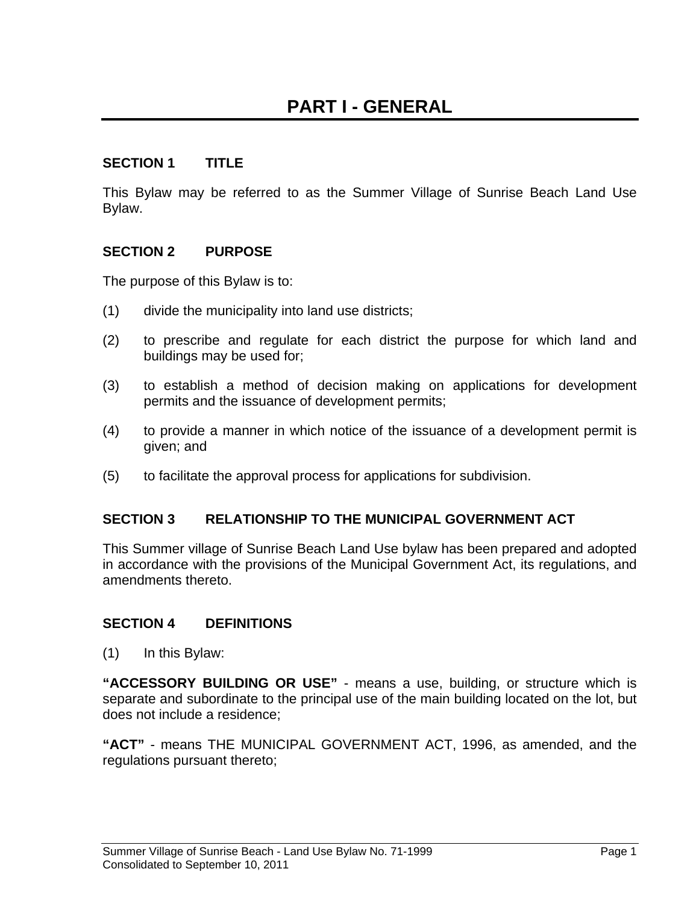# PART I - GENERAL

## SECTION 1 TITLE

This Bylaw may be referred to as the Summer Village of Sunrise Beach Land Use Bylaw.

## SECTION 2 PURPOSE

The purpose of this Bylaw is to:

(1) divide the municipality into land use districts;

(2) to prescribe and regulate for each district the purpose for which land and buildings may be used for;

(3) to establish a method of decision making on applications for development permits and the issuance of development permits;

(4) to provide a manner in which notice of the issuance of a development permit is given; and

(5) to facilitate the approval process for applications for subdivision.

## SECTION 3 RELATIONSHIP TO THE MUNICIPAL GOVERNMENT ACT

This Summer village of Sunrise Beach Land Use bylaw has been prepared and adopted in accordance with the provisions of the Municipal Government Act, its regulations, and amendments thereto.

## SECTION 4 DEFINITIONS

(1) In this Bylaw:

**"ACCESSORY BUILDING OR USE"** - means a use, building, or structure which is separate and subordinate to the principal use of the main building located on the lot, but does not include a residence;

**"ACT"** - means THE MUNICIPAL GOVERNMENT ACT, 1996, as amended, and the regulations pursuant thereto;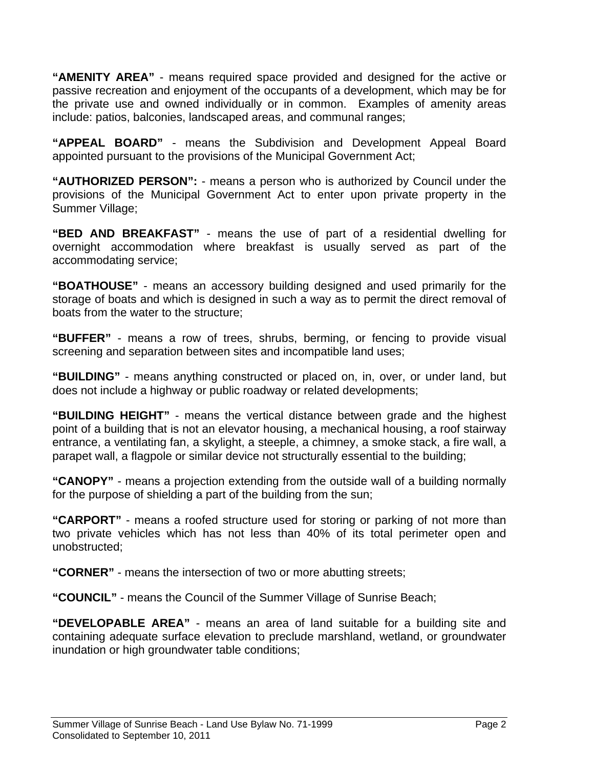**“AMENITY AREA”** - means required space provided and designed for the active or passive recreation and enjoyment of the occupants of a development, which may be for the private use and owned individually or in common. Examples of amenity areas include: patios, balconies, landscaped areas, and communal ranges;

**“APPEAL BOARD”** - means the Subdivision and Development Appeal Board appointed pursuant to the provisions of the Municipal Government Act;

**“AUTHORIZED PERSON”:** - means a person who is authorized by Council under the provisions of the Municipal Government Act to enter upon private property in the Summer Village;

**“BED AND BREAKFAST”** - means the use of part of a residential dwelling for overnight accommodation where breakfast is usually served as part of the accommodating service;

**“BOATHOUSE”** - means an accessory building designed and used primarily for the storage of boats and which is designed in such a way as to permit the direct removal of boats from the water to the structure;

**“BUFFER”** - means a row of trees, shrubs, berming, or fencing to provide visual screening and separation between sites and incompatible land uses;

**“BUILDING”** - means anything constructed or placed on, in, over, or under land, but does not include a highway or public roadway or related developments;

**“BUILDING HEIGHT”** - means the vertical distance between grade and the highest point of a building that is not an elevator housing, a mechanical housing, a roof stairway entrance, a ventilating fan, a skylight, a steeple, a chimney, a smoke stack, a fire wall, a parapet wall, a flagpole or similar device not structurally essential to the building;

**“CANOPY”** - means a projection extending from the outside wall of a building normally for the purpose of shielding a part of the building from the sun;

**“CARPORT”** - means a roofed structure used for storing or parking of not more than two private vehicles which has not less than 40% of its total perimeter open and unobstructed;

**“CORNER”** - means the intersection of two or more abutting streets;

**“COUNCIL”** - means the Council of the Summer Village of Sunrise Beach;

**“DEVELOPABLE AREA”** - means an area of land suitable for a building site and containing adequate surface elevation to preclude marshland, wetland, or groundwater inundation or high groundwater table conditions;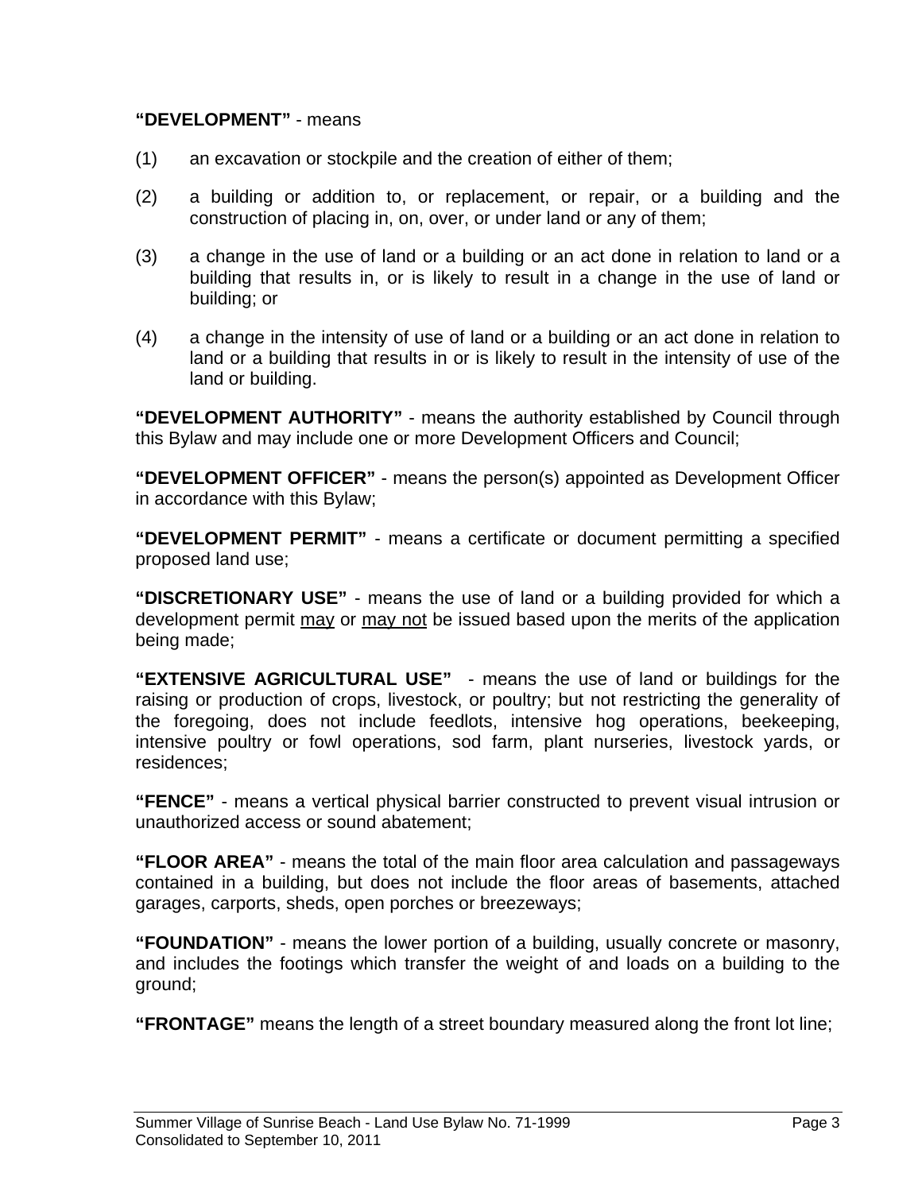**"DEVELOPMENT"** - means

(1) an excavation or stockpile and the creation of either of them;

(2) a building or addition to, or replacement, or repair, or a building and the construction of placing in, on, over, or under land or any of them;

(3) a change in the use of land or a building or an act done in relation to land or a building that results in, or is likely to result in a change in the use of land or building; or

(4) a change in the intensity of use of land or a building or an act done in relation to land or a building that results in or is likely to result in the intensity of use of the land or building.

**"DEVELOPMENT AUTHORITY"** - means the authority established by Council through this Bylaw and may include one or more Development Officers and Council;

**"DEVELOPMENT OFFICER"** - means the person(s) appointed as Development Officer in accordance with this Bylaw;

**"DEVELOPMENT PERMIT"** - means a certificate or document permitting a specified proposed land use;

**"DISCRETIONARY USE"** - means the use of land or a building provided for which a development permit <u>may</u> or <u>may not</u> be issued based upon the merits of the application being made;

**"EXTENSIVE AGRICULTURAL USE"** - means the use of land or buildings for the raising or production of crops, livestock, or poultry; but not restricting the generality of the foregoing, does not include feedlots, intensive hog operations, beekeeping, intensive poultry or fowl operations, sod farm, plant nurseries, livestock yards, or residences;

**"FENCE"** - means a vertical physical barrier constructed to prevent visual intrusion or unauthorized access or sound abatement;

**"FLOOR AREA"** - means the total of the main floor area calculation and passageways contained in a building, but does not include the floor areas of basements, attached garages, carports, sheds, open porches or breezeways;

**"FOUNDATION"** - means the lower portion of a building, usually concrete or masonry, and includes the footings which transfer the weight of and loads on a building to the ground;

**"FRONTAGE"** means the length of a street boundary measured along the front lot line;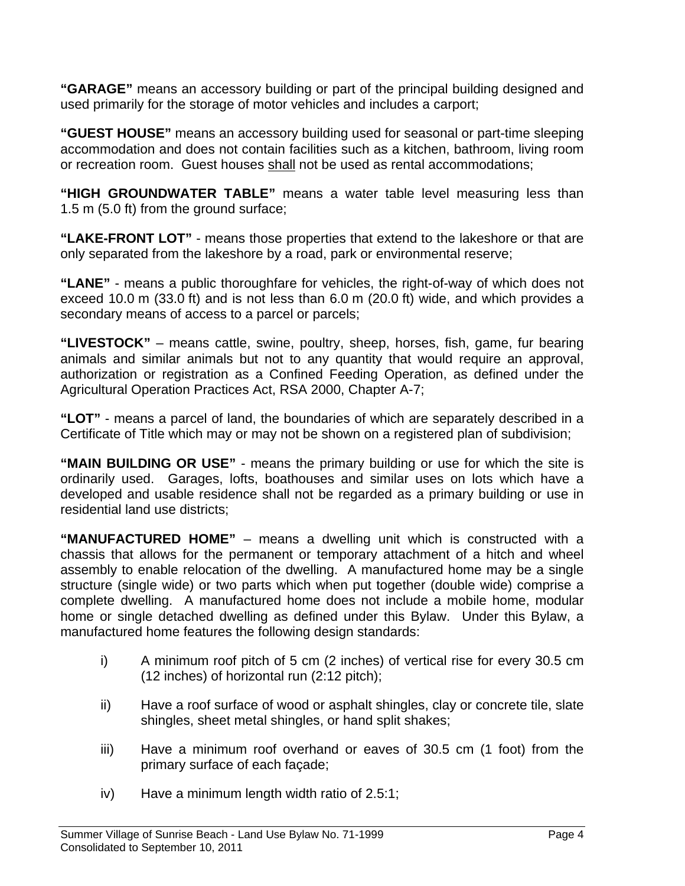**"GARAGE"** means an accessory building or part of the principal building designed and used primarily for the storage of motor vehicles and includes a carport;

**"GUEST HOUSE"** means an accessory building used for seasonal or part-time sleeping accommodation and does not contain facilities such as a kitchen, bathroom, living room or recreation room. Guest houses <u>shall</u> not be used as rental accommodations;

**"HIGH GROUNDWATER TABLE"** means a water table level measuring less than 1.5 m (5.0 ft) from the ground surface;

**"LAKE-FRONT LOT"** - means those properties that extend to the lakeshore or that are only separated from the lakeshore by a road, park or environmental reserve;

**"LANE"** - means a public thoroughfare for vehicles, the right-of-way of which does not exceed 10.0 m (33.0 ft) and is not less than 6.0 m (20.0 ft) wide, and which provides a secondary means of access to a parcel or parcels;

**"LIVESTOCK"** – means cattle, swine, poultry, sheep, horses, fish, game, fur bearing animals and similar animals but not to any quantity that would require an approval, authorization or registration as a Confined Feeding Operation, as defined under the Agricultural Operation Practices Act, RSA 2000, Chapter A-7;

**"LOT"** - means a parcel of land, the boundaries of which are separately described in a Certificate of Title which may or may not be shown on a registered plan of subdivision;

**"MAIN BUILDING OR USE"** - means the primary building or use for which the site is ordinarily used. Garages, lofts, boathouses and similar uses on lots which have a developed and usable residence shall not be regarded as a primary building or use in residential land use districts;

**"MANUFACTURED HOME"** – means a dwelling unit which is constructed with a chassis that allows for the permanent or temporary attachment of a hitch and wheel assembly to enable relocation of the dwelling. A manufactured home may be a single structure (single wide) or two parts which when put together (double wide) comprise a complete dwelling. A manufactured home does not include a mobile home, modular home or single detached dwelling as defined under this Bylaw. Under this Bylaw, a manufactured home features the following design standards:

i) A minimum roof pitch of 5 cm (2 inches) of vertical rise for every 30.5 cm (12 inches) of horizontal run (2:12 pitch);

ii) Have a roof surface of wood or asphalt shingles, clay or concrete tile, slate shingles, sheet metal shingles, or hand split shakes;

iii) Have a minimum roof overhand or eaves of 30.5 cm (1 foot) from the primary surface of each façade;

iv) Have a minimum length width ratio of 2.5:1;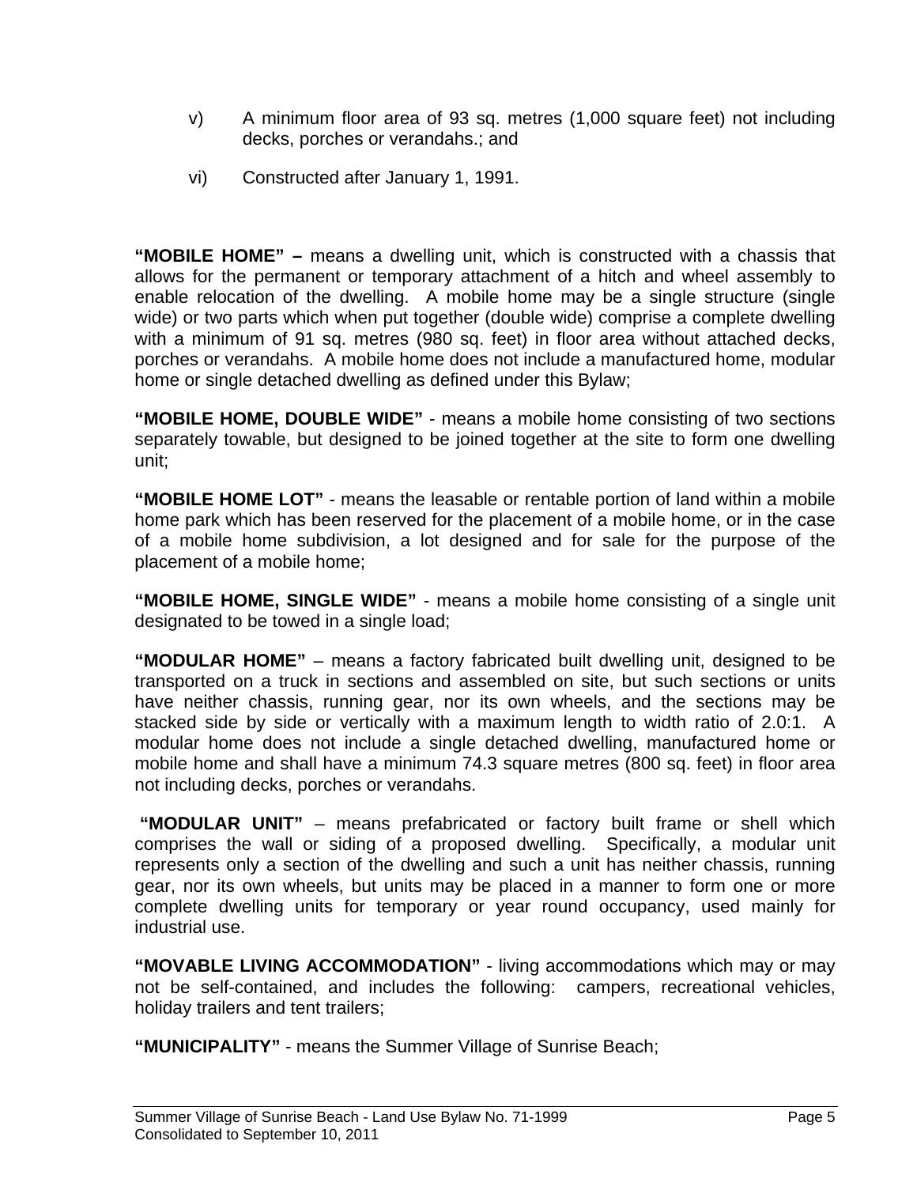v) A minimum floor area of 93 sq. metres (1,000 square feet) not including decks, porches or verandahs.; and

vi) Constructed after January 1, 1991.

**"MOBILE HOME" –** means a dwelling unit, which is constructed with a chassis that allows for the permanent or temporary attachment of a hitch and wheel assembly to enable relocation of the dwelling. A mobile home may be a single structure (single wide) or two parts which when put together (double wide) comprise a complete dwelling with a minimum of 91 sq. metres (980 sq. feet) in floor area without attached decks, porches or verandahs. A mobile home does not include a manufactured home, modular home or single detached dwelling as defined under this Bylaw;

**"MOBILE HOME, DOUBLE WIDE"** - means a mobile home consisting of two sections separately towable, but designed to be joined together at the site to form one dwelling unit;

**"MOBILE HOME LOT"** - means the leasable or rentable portion of land within a mobile home park which has been reserved for the placement of a mobile home, or in the case of a mobile home subdivision, a lot designed and for sale for the purpose of the placement of a mobile home;

**"MOBILE HOME, SINGLE WIDE"** - means a mobile home consisting of a single unit designated to be towed in a single load;

**"MODULAR HOME"** – means a factory fabricated built dwelling unit, designed to be transported on a truck in sections and assembled on site, but such sections or units have neither chassis, running gear, nor its own wheels, and the sections may be stacked side by side or vertically with a maximum length to width ratio of 2.0:1. A modular home does not include a single detached dwelling, manufactured home or mobile home and shall have a minimum 74.3 square metres (800 sq. feet) in floor area not including decks, porches or verandahs.

**"MODULAR UNIT"** – means prefabricated or factory built frame or shell which comprises the wall or siding of a proposed dwelling. Specifically, a modular unit represents only a section of the dwelling and such a unit has neither chassis, running gear, nor its own wheels, but units may be placed in a manner to form one or more complete dwelling units for temporary or year round occupancy, used mainly for industrial use.

**"MOVABLE LIVING ACCOMMODATION"** - living accommodations which may or may not be self-contained, and includes the following: campers, recreational vehicles, holiday trailers and tent trailers;

**"MUNICIPALITY"** - means the Summer Village of Sunrise Beach;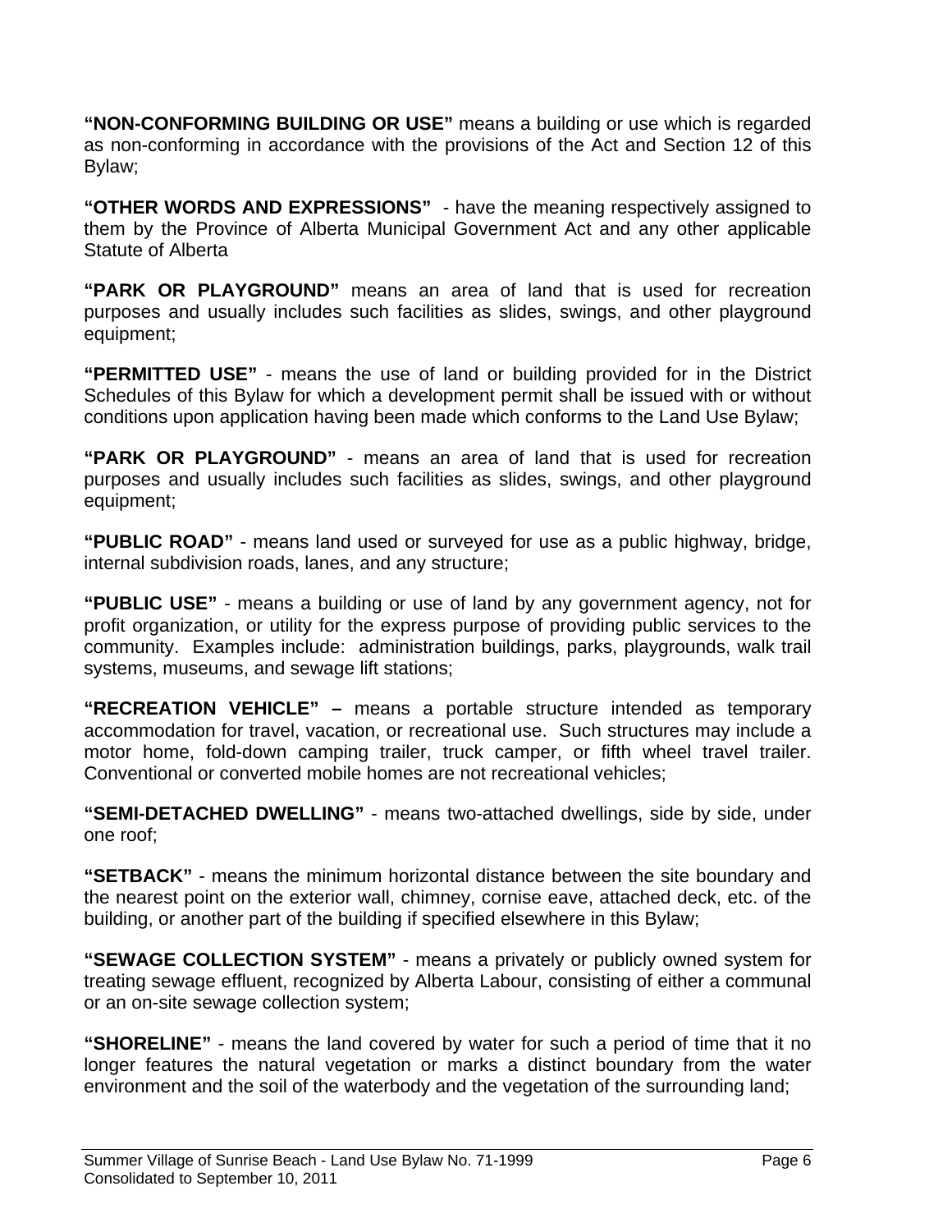**“NON-CONFORMING BUILDING OR USE”** means a building or use which is regarded as non-conforming in accordance with the provisions of the Act and Section 12 of this Bylaw;

**“OTHER WORDS AND EXPRESSIONS”** - have the meaning respectively assigned to them by the Province of Alberta Municipal Government Act and any other applicable Statute of Alberta

**“PARK OR PLAYGROUND”** means an area of land that is used for recreation purposes and usually includes such facilities as slides, swings, and other playground equipment;

**“PERMITTED USE”** - means the use of land or building provided for in the District Schedules of this Bylaw for which a development permit shall be issued with or without conditions upon application having been made which conforms to the Land Use Bylaw;

**“PARK OR PLAYGROUND”** - means an area of land that is used for recreation purposes and usually includes such facilities as slides, swings, and other playground equipment;

**“PUBLIC ROAD”** - means land used or surveyed for use as a public highway, bridge, internal subdivision roads, lanes, and any structure;

**“PUBLIC USE”** - means a building or use of land by any government agency, not for profit organization, or utility for the express purpose of providing public services to the community. Examples include: administration buildings, parks, playgrounds, walk trail systems, museums, and sewage lift stations;

**“RECREATION VEHICLE” –** means a portable structure intended as temporary accommodation for travel, vacation, or recreational use. Such structures may include a motor home, fold-down camping trailer, truck camper, or fifth wheel travel trailer. Conventional or converted mobile homes are not recreational vehicles;

**“SEMI-DETACHED DWELLING”** - means two-attached dwellings, side by side, under one roof;

**“SETBACK”** - means the minimum horizontal distance between the site boundary and the nearest point on the exterior wall, chimney, cornise eave, attached deck, etc. of the building, or another part of the building if specified elsewhere in this Bylaw;

**“SEWAGE COLLECTION SYSTEM”** - means a privately or publicly owned system for treating sewage effluent, recognized by Alberta Labour, consisting of either a communal or an on-site sewage collection system;

**“SHORELINE”** - means the land covered by water for such a period of time that it no longer features the natural vegetation or marks a distinct boundary from the water environment and the soil of the waterbody and the vegetation of the surrounding land;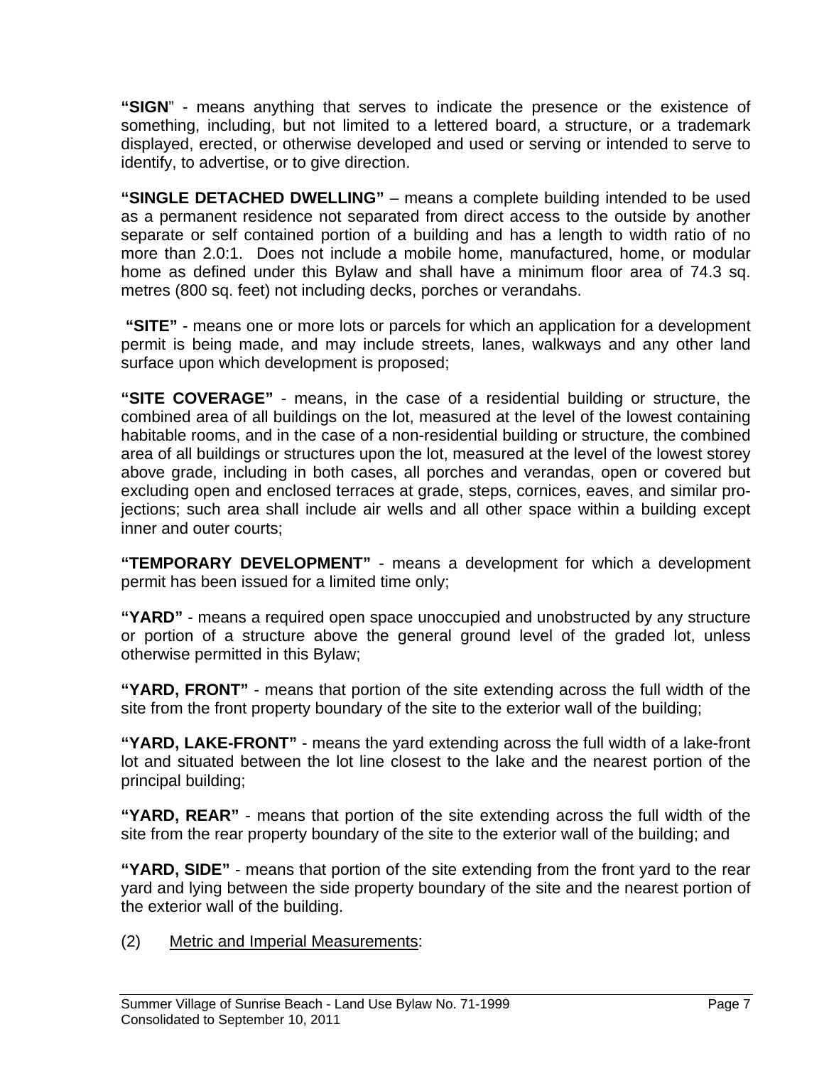**"SIGN"** - means anything that serves to indicate the presence or the existence of something, including, but not limited to a lettered board, a structure, or a trademark displayed, erected, or otherwise developed and used or serving or intended to serve to identify, to advertise, or to give direction.

**"SINGLE DETACHED DWELLING"** – means a complete building intended to be used as a permanent residence not separated from direct access to the outside by another separate or self contained portion of a building and has a length to width ratio of no more than 2.0:1. Does not include a mobile home, manufactured, home, or modular home as defined under this Bylaw and shall have a minimum floor area of 74.3 sq. metres (800 sq. feet) not including decks, porches or verandahs.

**"SITE"** - means one or more lots or parcels for which an application for a development permit is being made, and may include streets, lanes, walkways and any other land surface upon which development is proposed;

**"SITE COVERAGE"** - means, in the case of a residential building or structure, the combined area of all buildings on the lot, measured at the level of the lowest containing habitable rooms, and in the case of a non-residential building or structure, the combined area of all buildings or structures upon the lot, measured at the level of the lowest storey above grade, including in both cases, all porches and verandas, open or covered but excluding open and enclosed terraces at grade, steps, cornices, eaves, and similar projections; such area shall include air wells and all other space within a building except inner and outer courts;

**"TEMPORARY DEVELOPMENT"** - means a development for which a development permit has been issued for a limited time only;

**"YARD"** - means a required open space unoccupied and unobstructed by any structure or portion of a structure above the general ground level of the graded lot, unless otherwise permitted in this Bylaw;

**"YARD, FRONT"** - means that portion of the site extending across the full width of the site from the front property boundary of the site to the exterior wall of the building;

**"YARD, LAKE-FRONT"** - means the yard extending across the full width of a lake-front lot and situated between the lot line closest to the lake and the nearest portion of the principal building;

**"YARD, REAR"** - means that portion of the site extending across the full width of the site from the rear property boundary of the site to the exterior wall of the building; and

**"YARD, SIDE"** - means that portion of the site extending from the front yard to the rear yard and lying between the side property boundary of the site and the nearest portion of the exterior wall of the building.

(2) Metric and Imperial Measurements: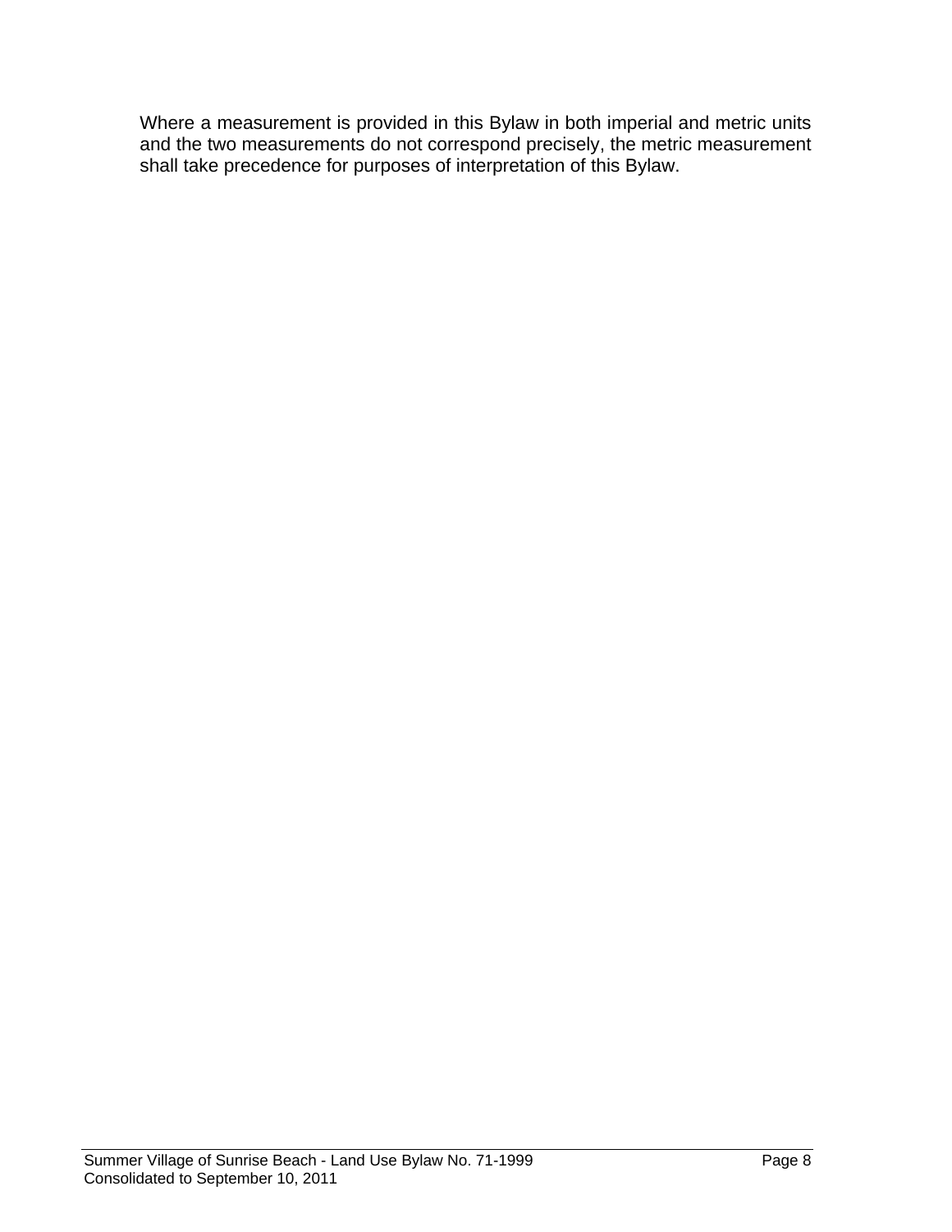Where a measurement is provided in this Bylaw in both imperial and metric units and the two measurements do not correspond precisely, the metric measurement shall take precedence for purposes of interpretation of this Bylaw.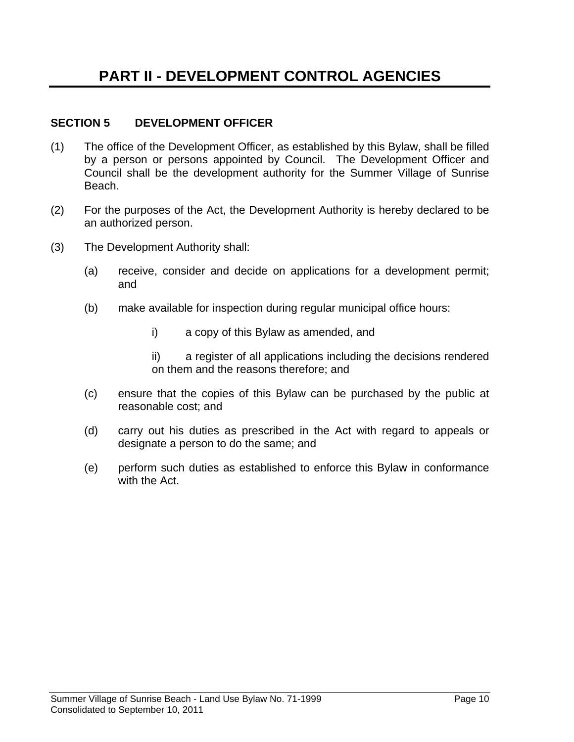# PART II - DEVELOPMENT CONTROL AGENCIES

## SECTION 5 DEVELOPMENT OFFICER

(1) The office of the Development Officer, as established by this Bylaw, shall be filled by a person or persons appointed by Council. The Development Officer and Council shall be the development authority for the Summer Village of Sunrise Beach.

(2) For the purposes of the Act, the Development Authority is hereby declared to be an authorized person.

(3) The Development Authority shall:

- (a) receive, consider and decide on applications for a development permit; and
- (b) make available for inspection during regular municipal office hours:
  - i) a copy of this Bylaw as amended, and
  - ii) a register of all applications including the decisions rendered on them and the reasons therefore; and
- (c) ensure that the copies of this Bylaw can be purchased by the public at reasonable cost; and
- (d) carry out his duties as prescribed in the Act with regard to appeals or designate a person to do the same; and
- (e) perform such duties as established to enforce this Bylaw in conformance with the Act.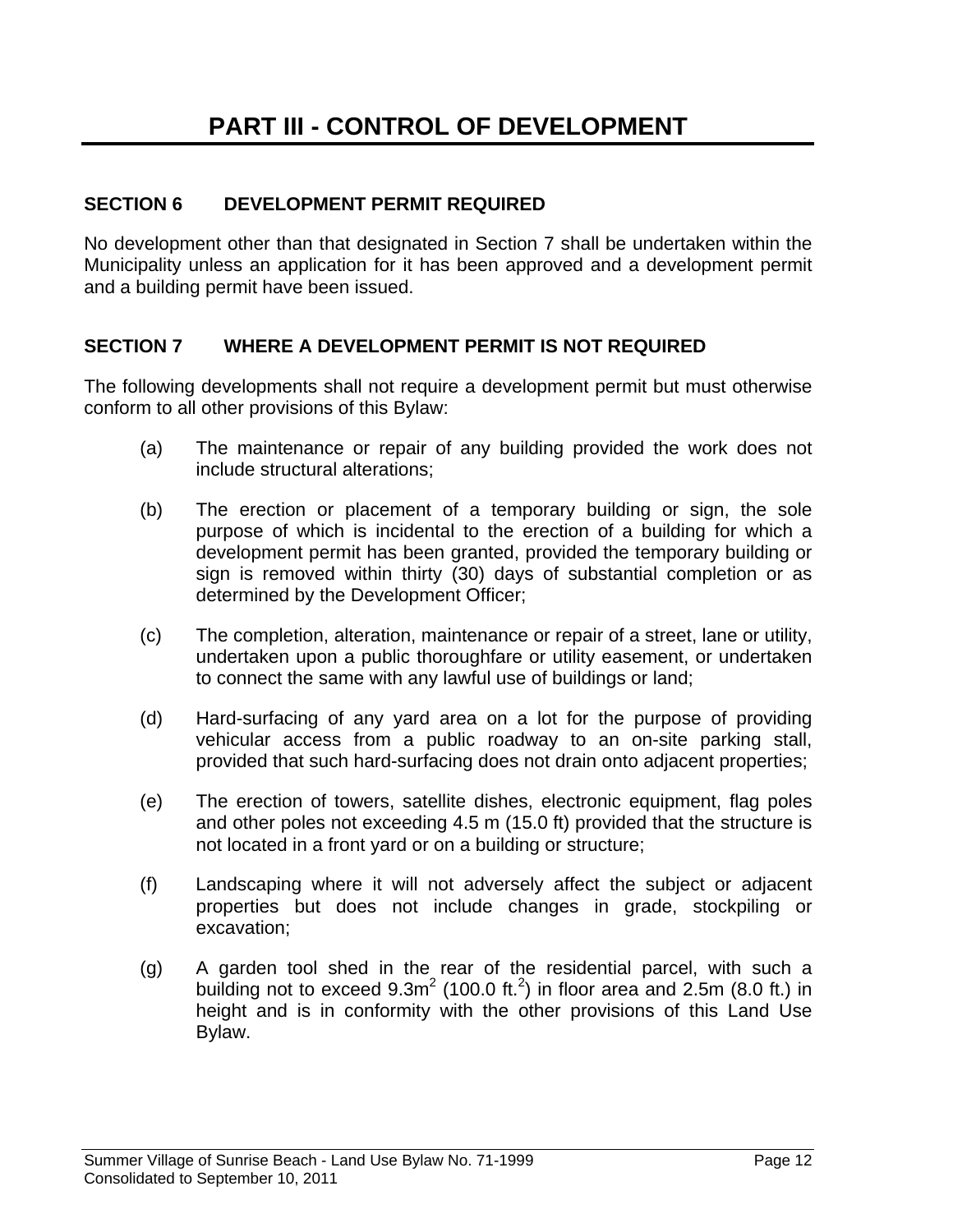# PART III - CONTROL OF DEVELOPMENT

## SECTION 6 DEVELOPMENT PERMIT REQUIRED

No development other than that designated in Section 7 shall be undertaken within the Municipality unless an application for it has been approved and a development permit and a building permit have been issued.

## SECTION 7 WHERE A DEVELOPMENT PERMIT IS NOT REQUIRED

The following developments shall not require a development permit but must otherwise conform to all other provisions of this Bylaw:

(a) The maintenance or repair of any building provided the work does not include structural alterations;

(b) The erection or placement of a temporary building or sign, the sole purpose of which is incidental to the erection of a building for which a development permit has been granted, provided the temporary building or sign is removed within thirty (30) days of substantial completion or as determined by the Development Officer;

(c) The completion, alteration, maintenance or repair of a street, lane or utility, undertaken upon a public thoroughfare or utility easement, or undertaken to connect the same with any lawful use of buildings or land;

(d) Hard-surfacing of any yard area on a lot for the purpose of providing vehicular access from a public roadway to an on-site parking stall, provided that such hard-surfacing does not drain onto adjacent properties;

(e) The erection of towers, satellite dishes, electronic equipment, flag poles and other poles not exceeding 4.5 m (15.0 ft) provided that the structure is not located in a front yard or on a building or structure;

(f) Landscaping where it will not adversely affect the subject or adjacent properties but does not include changes in grade, stockpiling or excavation;

(g) A garden tool shed in the rear of the residential parcel, with such a building not to exceed 9.3m$^2$ (100.0 ft.$^2$) in floor area and 2.5m (8.0 ft.) in height and is in conformity with the other provisions of this Land Use Bylaw.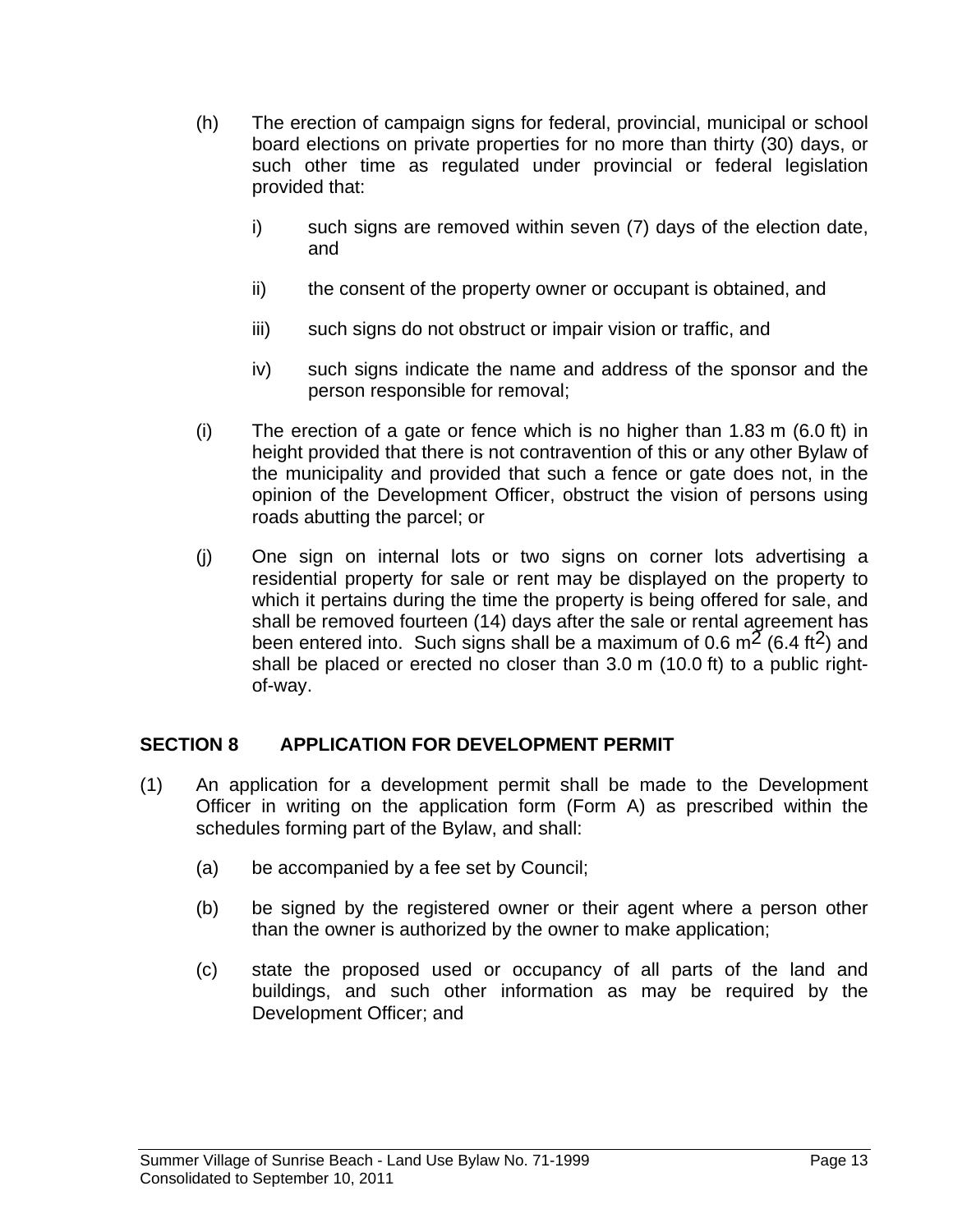(h) The erection of campaign signs for federal, provincial, municipal or school board elections on private properties for no more than thirty (30) days, or such other time as regulated under provincial or federal legislation provided that:

    i) such signs are removed within seven (7) days of the election date, and

    ii) the consent of the property owner or occupant is obtained, and

    iii) such signs do not obstruct or impair vision or traffic, and

    iv) such signs indicate the name and address of the sponsor and the person responsible for removal;

(i) The erection of a gate or fence which is no higher than 1.83 m (6.0 ft) in height provided that there is not contravention of this or any other Bylaw of the municipality and provided that such a fence or gate does not, in the opinion of the Development Officer, obstruct the vision of persons using roads abutting the parcel; or

(j) One sign on internal lots or two signs on corner lots advertising a residential property for sale or rent may be displayed on the property to which it pertains during the time the property is being offered for sale, and shall be removed fourteen (14) days after the sale or rental agreement has been entered into. Such signs shall be a maximum of 0.6 $m^2$ (6.4 $ft^2$) and shall be placed or erected no closer than 3.0 m (10.0 ft) to a public right-of-way.

## SECTION 8 APPLICATION FOR DEVELOPMENT PERMIT

(1) An application for a development permit shall be made to the Development Officer in writing on the application form (Form A) as prescribed within the schedules forming part of the Bylaw, and shall:

    (a) be accompanied by a fee set by Council;

    (b) be signed by the registered owner or their agent where a person other than the owner is authorized by the owner to make application;

    (c) state the proposed used or occupancy of all parts of the land and buildings, and such other information as may be required by the Development Officer; and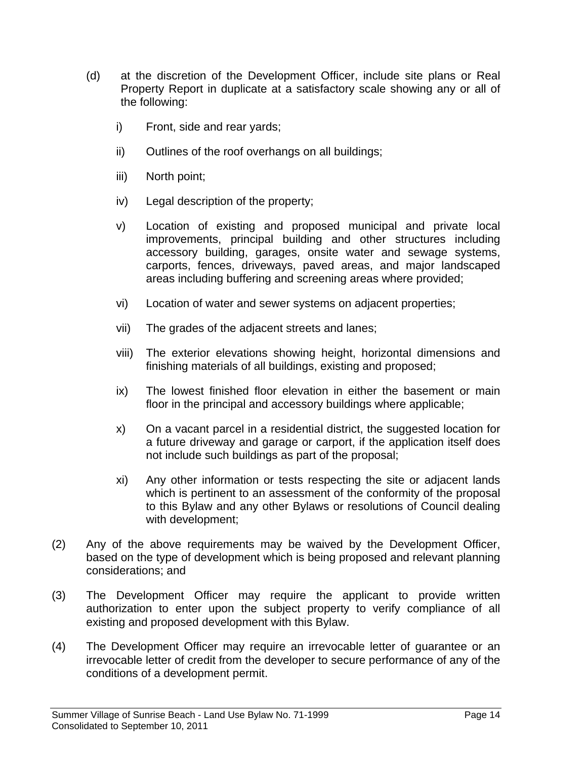(d) at the discretion of the Development Officer, include site plans or Real Property Report in duplicate at a satisfactory scale showing any or all of the following:

   i) Front, side and rear yards;

   ii) Outlines of the roof overhangs on all buildings;

   iii) North point;

   iv) Legal description of the property;

   v) Location of existing and proposed municipal and private local improvements, principal building and other structures including accessory building, garages, onsite water and sewage systems, carports, fences, driveways, paved areas, and major landscaped areas including buffering and screening areas where provided;

   vi) Location of water and sewer systems on adjacent properties;

   vii) The grades of the adjacent streets and lanes;

   viii) The exterior elevations showing height, horizontal dimensions and finishing materials of all buildings, existing and proposed;

   ix) The lowest finished floor elevation in either the basement or main floor in the principal and accessory buildings where applicable;

   x) On a vacant parcel in a residential district, the suggested location for a future driveway and garage or carport, if the application itself does not include such buildings as part of the proposal;

   xi) Any other information or tests respecting the site or adjacent lands which is pertinent to an assessment of the conformity of the proposal to this Bylaw and any other Bylaws or resolutions of Council dealing with development;

(2) Any of the above requirements may be waived by the Development Officer, based on the type of development which is being proposed and relevant planning considerations; and

(3) The Development Officer may require the applicant to provide written authorization to enter upon the subject property to verify compliance of all existing and proposed development with this Bylaw.

(4) The Development Officer may require an irrevocable letter of guarantee or an irrevocable letter of credit from the developer to secure performance of any of the conditions of a development permit.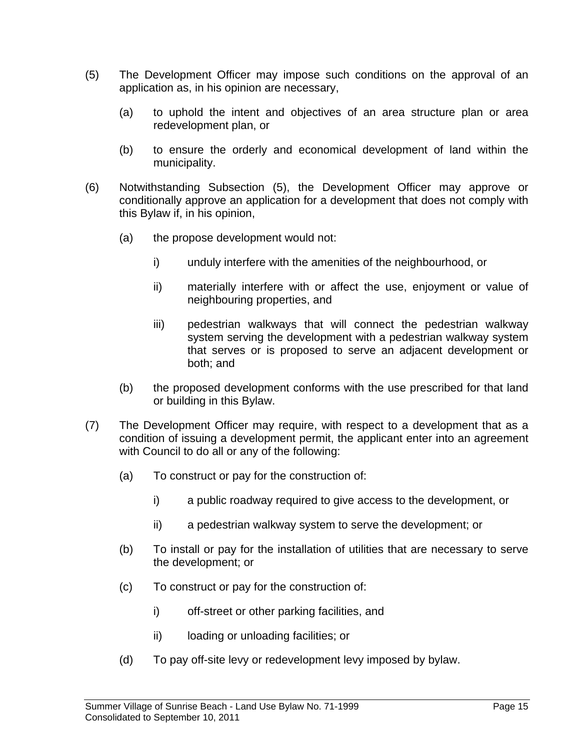(5) The Development Officer may impose such conditions on the approval of an application as, in his opinion are necessary,

    (a) to uphold the intent and objectives of an area structure plan or area redevelopment plan, or

    (b) to ensure the orderly and economical development of land within the municipality.

(6) Notwithstanding Subsection (5), the Development Officer may approve or conditionally approve an application for a development that does not comply with this Bylaw if, in his opinion,

    (a) the propose development would not:

        i) unduly interfere with the amenities of the neighbourhood, or

        ii) materially interfere with or affect the use, enjoyment or value of neighbouring properties, and

        iii) pedestrian walkways that will connect the pedestrian walkway system serving the development with a pedestrian walkway system that serves or is proposed to serve an adjacent development or both; and

    (b) the proposed development conforms with the use prescribed for that land or building in this Bylaw.

(7) The Development Officer may require, with respect to a development that as a condition of issuing a development permit, the applicant enter into an agreement with Council to do all or any of the following:

    (a) To construct or pay for the construction of:

        i) a public roadway required to give access to the development, or

        ii) a pedestrian walkway system to serve the development; or

    (b) To install or pay for the installation of utilities that are necessary to serve the development; or

    (c) To construct or pay for the construction of:

        i) off-street or other parking facilities, and

        ii) loading or unloading facilities; or

    (d) To pay off-site levy or redevelopment levy imposed by bylaw.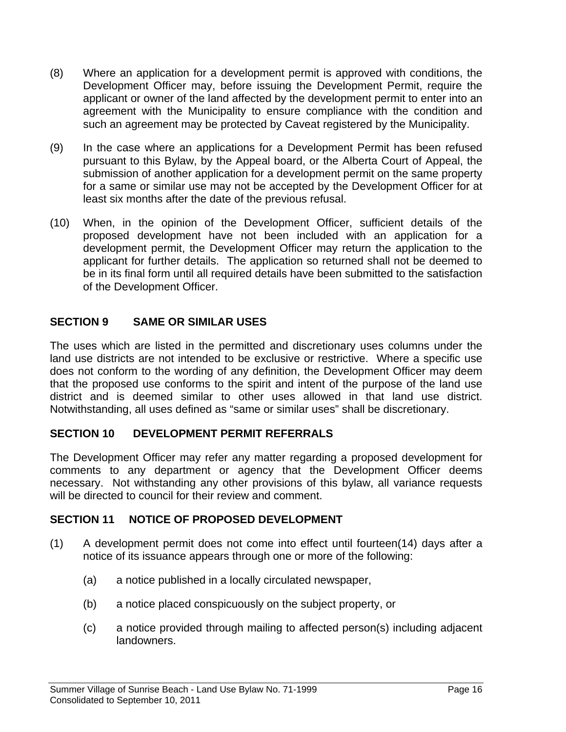(8) Where an application for a development permit is approved with conditions, the Development Officer may, before issuing the Development Permit, require the applicant or owner of the land affected by the development permit to enter into an agreement with the Municipality to ensure compliance with the condition and such an agreement may be protected by Caveat registered by the Municipality.

(9) In the case where an applications for a Development Permit has been refused pursuant to this Bylaw, by the Appeal board, or the Alberta Court of Appeal, the submission of another application for a development permit on the same property for a same or similar use may not be accepted by the Development Officer for at least six months after the date of the previous refusal.

(10) When, in the opinion of the Development Officer, sufficient details of the proposed development have not been included with an application for a development permit, the Development Officer may return the application to the applicant for further details. The application so returned shall not be deemed to be in its final form until all required details have been submitted to the satisfaction of the Development Officer.

## SECTION 9 SAME OR SIMILAR USES

The uses which are listed in the permitted and discretionary uses columns under the land use districts are not intended to be exclusive or restrictive. Where a specific use does not conform to the wording of any definition, the Development Officer may deem that the proposed use conforms to the spirit and intent of the purpose of the land use district and is deemed similar to other uses allowed in that land use district. Notwithstanding, all uses defined as “same or similar uses” shall be discretionary.

## SECTION 10 DEVELOPMENT PERMIT REFERRALS

The Development Officer may refer any matter regarding a proposed development for comments to any department or agency that the Development Officer deems necessary. Not withstanding any other provisions of this bylaw, all variance requests will be directed to council for their review and comment.

## SECTION 11 NOTICE OF PROPOSED DEVELOPMENT

(1) A development permit does not come into effect until fourteen(14) days after a notice of its issuance appears through one or more of the following:

   (a) a notice published in a locally circulated newspaper,

   (b) a notice placed conspicuously on the subject property, or

   (c) a notice provided through mailing to affected person(s) including adjacent landowners.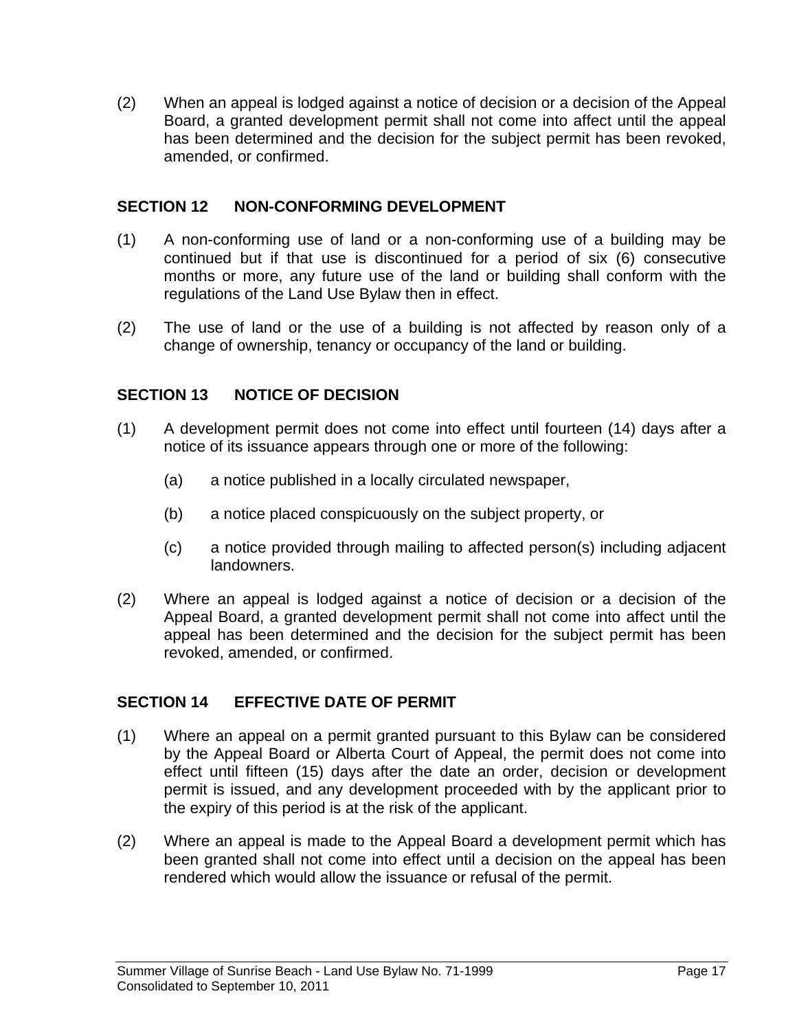(2) When an appeal is lodged against a notice of decision or a decision of the Appeal Board, a granted development permit shall not come into affect until the appeal has been determined and the decision for the subject permit has been revoked, amended, or confirmed.

## SECTION 12 NON-CONFORMING DEVELOPMENT

(1) A non-conforming use of land or a non-conforming use of a building may be continued but if that use is discontinued for a period of six (6) consecutive months or more, any future use of the land or building shall conform with the regulations of the Land Use Bylaw then in effect.

(2) The use of land or the use of a building is not affected by reason only of a change of ownership, tenancy or occupancy of the land or building.

## SECTION 13 NOTICE OF DECISION

(1) A development permit does not come into effect until fourteen (14) days after a notice of its issuance appears through one or more of the following:

   (a) a notice published in a locally circulated newspaper,

   (b) a notice placed conspicuously on the subject property, or

   (c) a notice provided through mailing to affected person(s) including adjacent landowners.

(2) Where an appeal is lodged against a notice of decision or a decision of the Appeal Board, a granted development permit shall not come into affect until the appeal has been determined and the decision for the subject permit has been revoked, amended, or confirmed.

## SECTION 14 EFFECTIVE DATE OF PERMIT

(1) Where an appeal on a permit granted pursuant to this Bylaw can be considered by the Appeal Board or Alberta Court of Appeal, the permit does not come into effect until fifteen (15) days after the date an order, decision or development permit is issued, and any development proceeded with by the applicant prior to the expiry of this period is at the risk of the applicant.

(2) Where an appeal is made to the Appeal Board a development permit which has been granted shall not come into effect until a decision on the appeal has been rendered which would allow the issuance or refusal of the permit.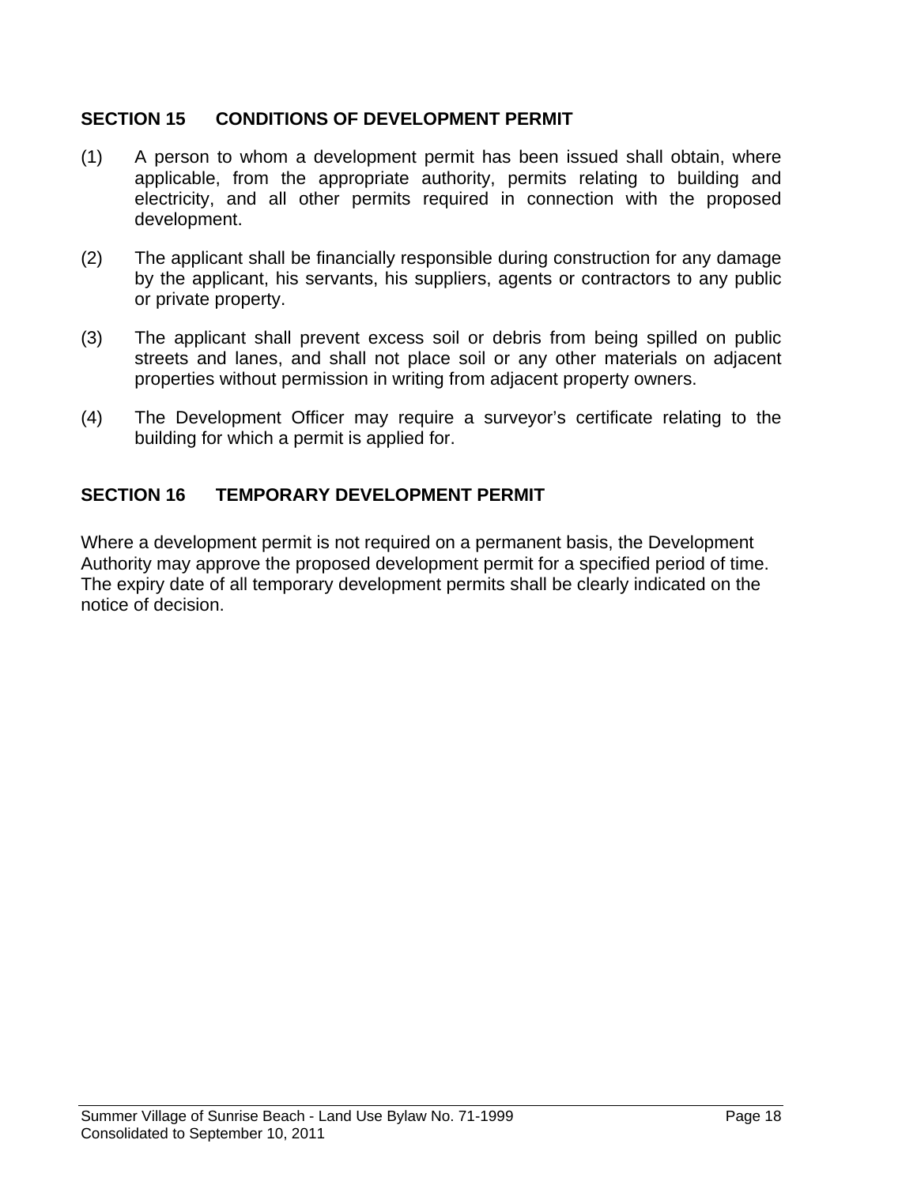## SECTION 15 CONDITIONS OF DEVELOPMENT PERMIT

(1) A person to whom a development permit has been issued shall obtain, where applicable, from the appropriate authority, permits relating to building and electricity, and all other permits required in connection with the proposed development.

(2) The applicant shall be financially responsible during construction for any damage by the applicant, his servants, his suppliers, agents or contractors to any public or private property.

(3) The applicant shall prevent excess soil or debris from being spilled on public streets and lanes, and shall not place soil or any other materials on adjacent properties without permission in writing from adjacent property owners.

(4) The Development Officer may require a surveyor's certificate relating to the building for which a permit is applied for.

## SECTION 16 TEMPORARY DEVELOPMENT PERMIT

Where a development permit is not required on a permanent basis, the Development Authority may approve the proposed development permit for a specified period of time. The expiry date of all temporary development permits shall be clearly indicated on the notice of decision.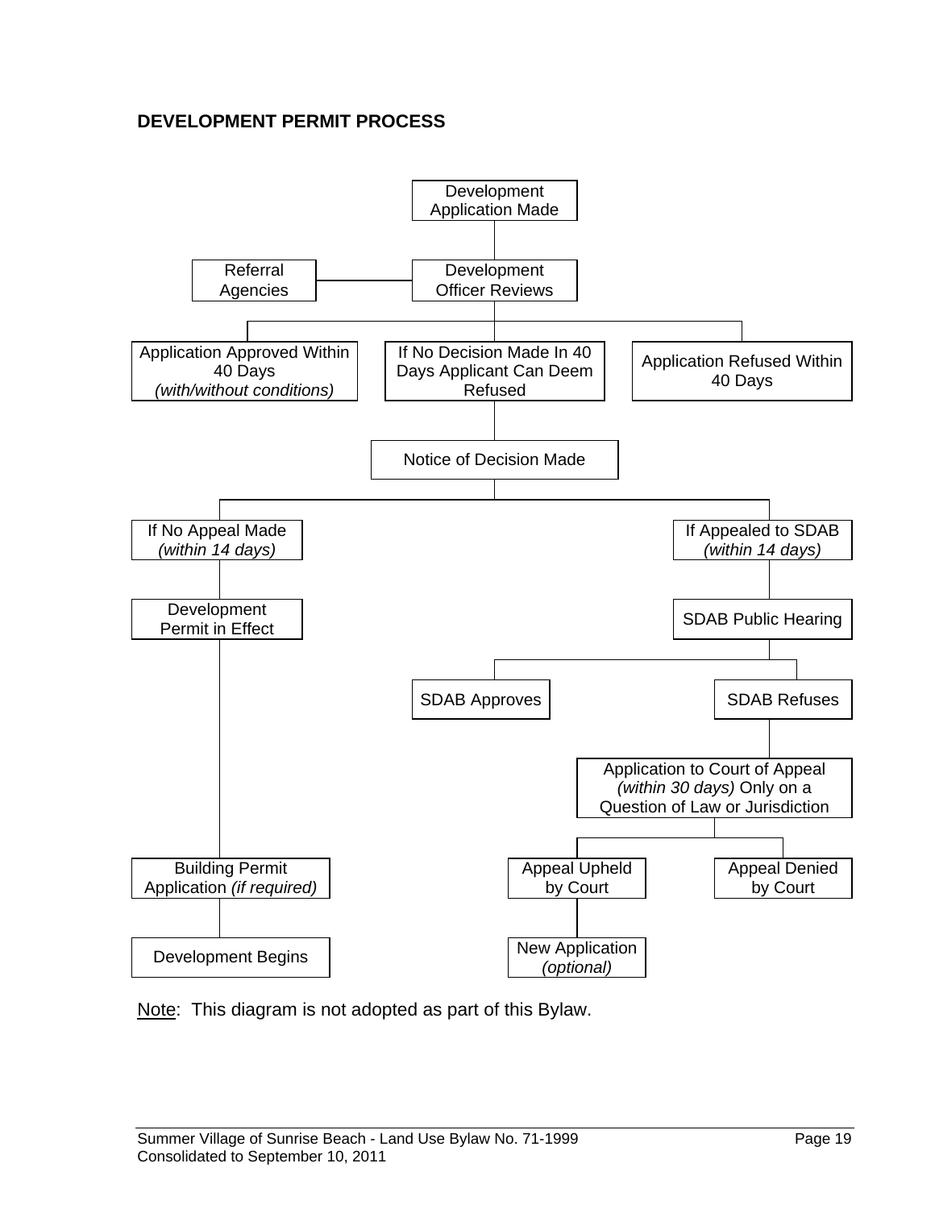**DEVELOPMENT PERMIT PROCESS**

Development Application Made

Referral Agencies

Development Officer Reviews

Application Approved Within 40 Days *(with/without conditions)*

If No Decision Made In 40 Days Applicant Can Deem Refused

Application Refused Within 40 Days

Notice of Decision Made

If No Appeal Made *(within 14 days)*

If Appealed to SDAB *(within 14 days)*

Development Permit in Effect

SDAB Public Hearing

SDAB Approves

SDAB Refuses

Application to Court of Appeal *(within 30 days)* Only on a Question of Law or Jurisdiction

Building Permit Application *(if required)*

Appeal Upheld by Court

Appeal Denied by Court

Development Begins

New Application *(optional)*

Note: This diagram is not adopted as part of this Bylaw.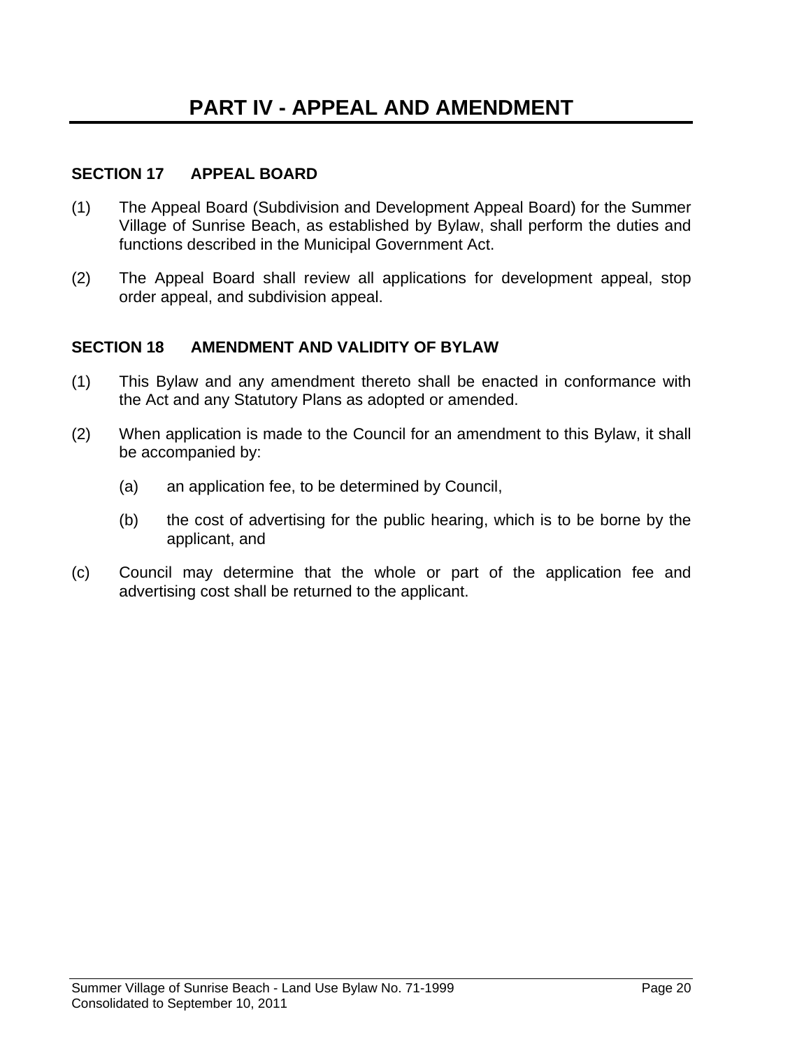# PART IV - APPEAL AND AMENDMENT

## SECTION 17 APPEAL BOARD

(1) The Appeal Board (Subdivision and Development Appeal Board) for the Summer Village of Sunrise Beach, as established by Bylaw, shall perform the duties and functions described in the Municipal Government Act.

(2) The Appeal Board shall review all applications for development appeal, stop order appeal, and subdivision appeal.

## SECTION 18 AMENDMENT AND VALIDITY OF BYLAW

(1) This Bylaw and any amendment thereto shall be enacted in conformance with the Act and any Statutory Plans as adopted or amended.

(2) When application is made to the Council for an amendment to this Bylaw, it shall be accompanied by:

   (a) an application fee, to be determined by Council,

   (b) the cost of advertising for the public hearing, which is to be borne by the applicant, and

(c) Council may determine that the whole or part of the application fee and advertising cost shall be returned to the applicant.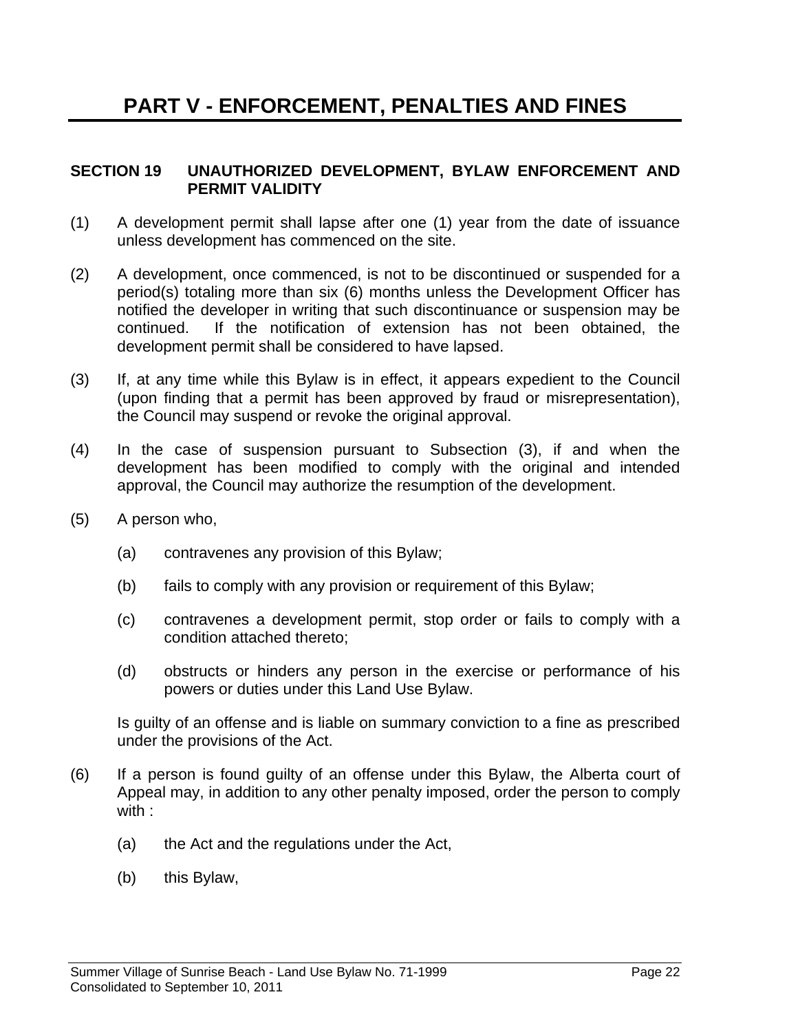# PART V - ENFORCEMENT, PENALTIES AND FINES

## SECTION 19 UNAUTHORIZED DEVELOPMENT, BYLAW ENFORCEMENT AND PERMIT VALIDITY

(1) A development permit shall lapse after one (1) year from the date of issuance unless development has commenced on the site.

(2) A development, once commenced, is not to be discontinued or suspended for a period(s) totaling more than six (6) months unless the Development Officer has notified the developer in writing that such discontinuance or suspension may be continued. If the notification of extension has not been obtained, the development permit shall be considered to have lapsed.

(3) If, at any time while this Bylaw is in effect, it appears expedient to the Council (upon finding that a permit has been approved by fraud or misrepresentation), the Council may suspend or revoke the original approval.

(4) In the case of suspension pursuant to Subsection (3), if and when the development has been modified to comply with the original and intended approval, the Council may authorize the resumption of the development.

(5) A person who,

   (a) contravenes any provision of this Bylaw;

   (b) fails to comply with any provision or requirement of this Bylaw;

   (c) contravenes a development permit, stop order or fails to comply with a condition attached thereto;

   (d) obstructs or hinders any person in the exercise or performance of his powers or duties under this Land Use Bylaw.

   Is guilty of an offense and is liable on summary conviction to a fine as prescribed under the provisions of the Act.

(6) If a person is found guilty of an offense under this Bylaw, the Alberta court of Appeal may, in addition to any other penalty imposed, order the person to comply with :

   (a) the Act and the regulations under the Act,

   (b) this Bylaw,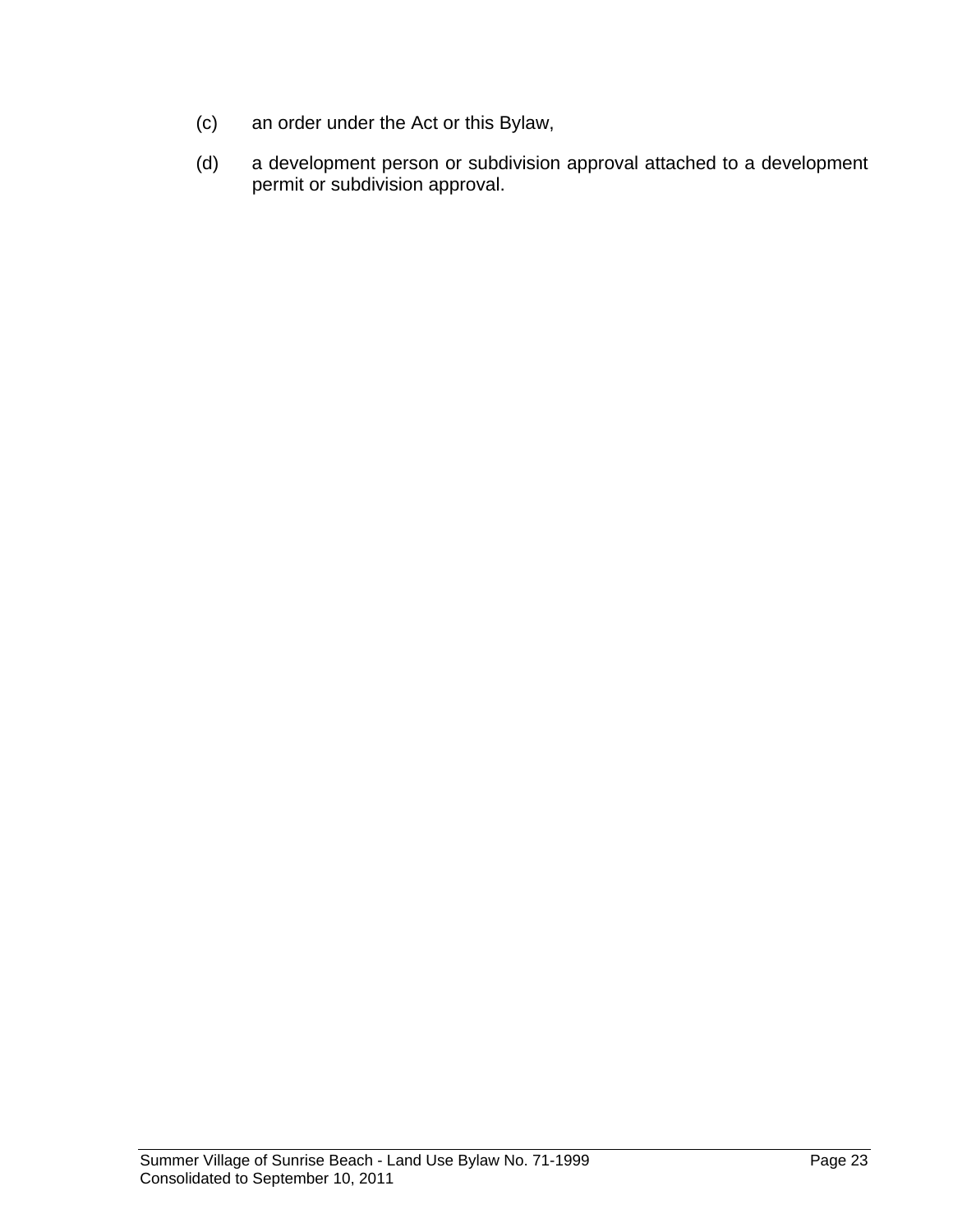(c) an order under the Act or this Bylaw,

(d) a development person or subdivision approval attached to a development permit or subdivision approval.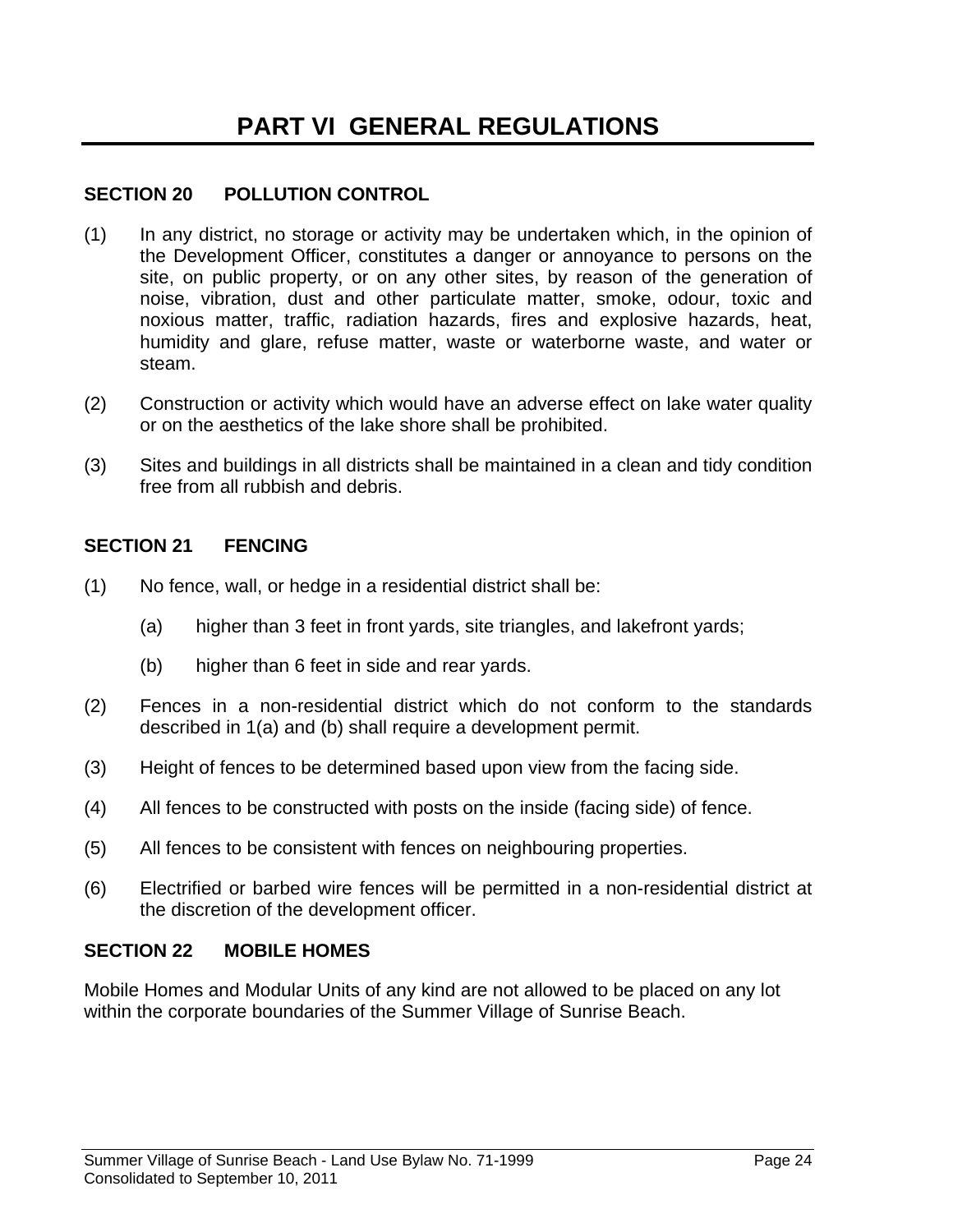# PART VI GENERAL REGULATIONS

### SECTION 20 POLLUTION CONTROL

(1) In any district, no storage or activity may be undertaken which, in the opinion of the Development Officer, constitutes a danger or annoyance to persons on the site, on public property, or on any other sites, by reason of the generation of noise, vibration, dust and other particulate matter, smoke, odour, toxic and noxious matter, traffic, radiation hazards, fires and explosive hazards, heat, humidity and glare, refuse matter, waste or waterborne waste, and water or steam.

(2) Construction or activity which would have an adverse effect on lake water quality or on the aesthetics of the lake shore shall be prohibited.

(3) Sites and buildings in all districts shall be maintained in a clean and tidy condition free from all rubbish and debris.

### SECTION 21 FENCING

(1) No fence, wall, or hedge in a residential district shall be:

(a) higher than 3 feet in front yards, site triangles, and lakefront yards;

(b) higher than 6 feet in side and rear yards.

(2) Fences in a non-residential district which do not conform to the standards described in 1(a) and (b) shall require a development permit.

(3) Height of fences to be determined based upon view from the facing side.

(4) All fences to be constructed with posts on the inside (facing side) of fence.

(5) All fences to be consistent with fences on neighbouring properties.

(6) Electrified or barbed wire fences will be permitted in a non-residential district at the discretion of the development officer.

### SECTION 22 MOBILE HOMES

Mobile Homes and Modular Units of any kind are not allowed to be placed on any lot within the corporate boundaries of the Summer Village of Sunrise Beach.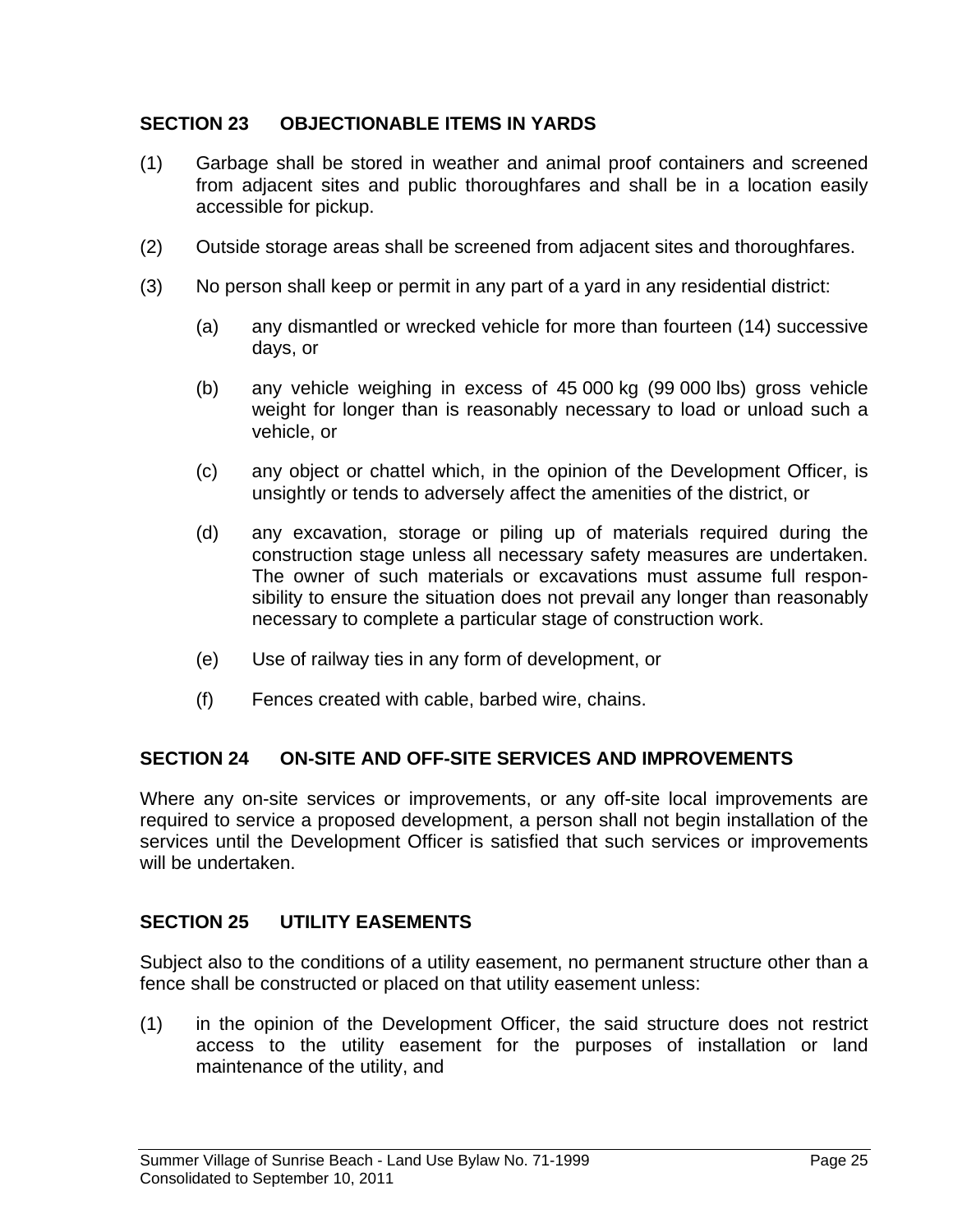## SECTION 23 OBJECTIONABLE ITEMS IN YARDS

(1) Garbage shall be stored in weather and animal proof containers and screened from adjacent sites and public thoroughfares and shall be in a location easily accessible for pickup.

(2) Outside storage areas shall be screened from adjacent sites and thoroughfares.

(3) No person shall keep or permit in any part of a yard in any residential district:

(a) any dismantled or wrecked vehicle for more than fourteen (14) successive days, or

(b) any vehicle weighing in excess of 45 000 kg (99 000 lbs) gross vehicle weight for longer than is reasonably necessary to load or unload such a vehicle, or

(c) any object or chattel which, in the opinion of the Development Officer, is unsightly or tends to adversely affect the amenities of the district, or

(d) any excavation, storage or piling up of materials required during the construction stage unless all necessary safety measures are undertaken. The owner of such materials or excavations must assume full responsibility to ensure the situation does not prevail any longer than reasonably necessary to complete a particular stage of construction work.

(e) Use of railway ties in any form of development, or

(f) Fences created with cable, barbed wire, chains.

## SECTION 24 ON-SITE AND OFF-SITE SERVICES AND IMPROVEMENTS

Where any on-site services or improvements, or any off-site local improvements are required to service a proposed development, a person shall not begin installation of the services until the Development Officer is satisfied that such services or improvements will be undertaken.

## SECTION 25 UTILITY EASEMENTS

Subject also to the conditions of a utility easement, no permanent structure other than a fence shall be constructed or placed on that utility easement unless:

(1) in the opinion of the Development Officer, the said structure does not restrict access to the utility easement for the purposes of installation or land maintenance of the utility, and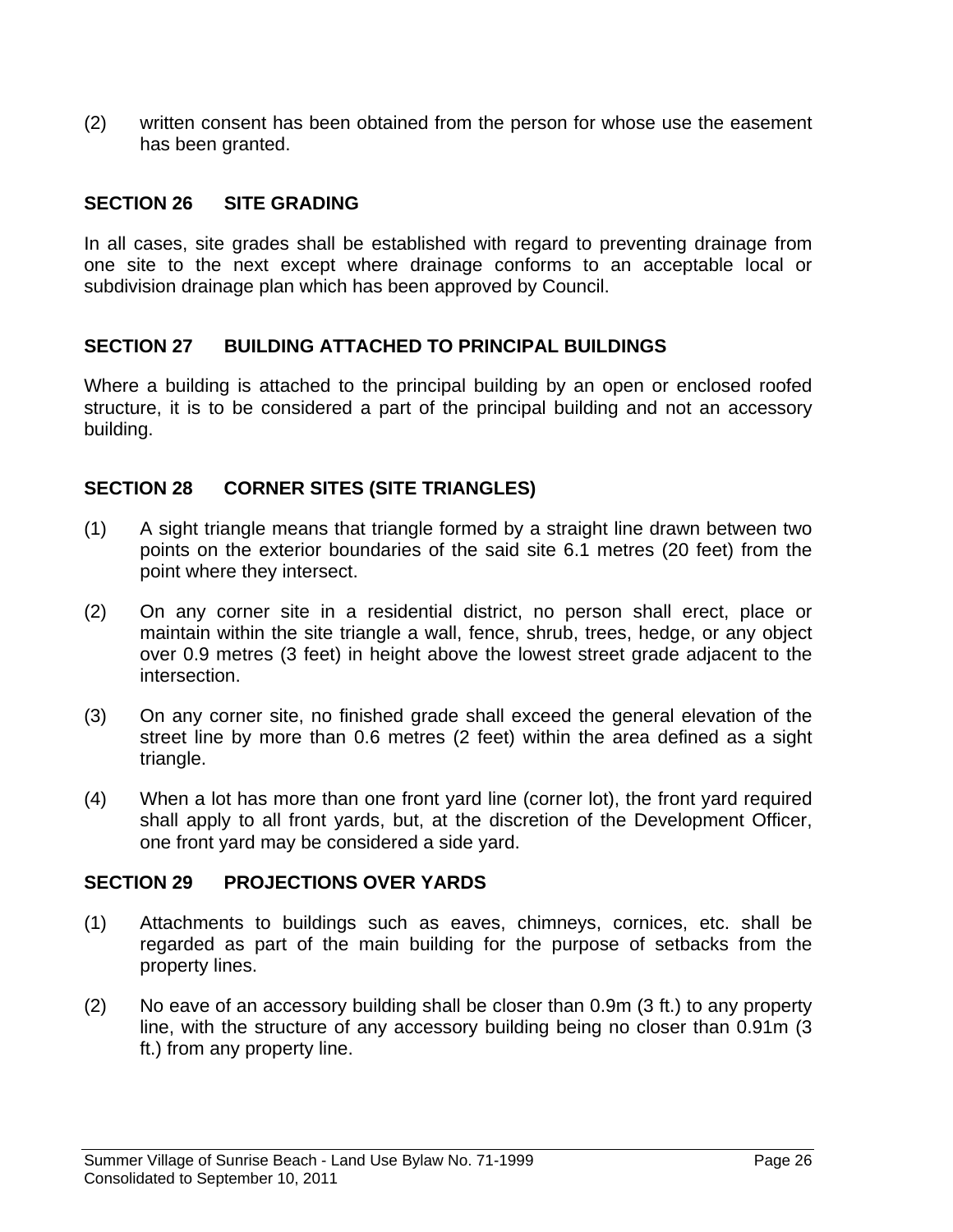(2) written consent has been obtained from the person for whose use the easement has been granted.

## SECTION 26 SITE GRADING

In all cases, site grades shall be established with regard to preventing drainage from one site to the next except where drainage conforms to an acceptable local or subdivision drainage plan which has been approved by Council.

## SECTION 27 BUILDING ATTACHED TO PRINCIPAL BUILDINGS

Where a building is attached to the principal building by an open or enclosed roofed structure, it is to be considered a part of the principal building and not an accessory building.

## SECTION 28 CORNER SITES (SITE TRIANGLES)

(1) A sight triangle means that triangle formed by a straight line drawn between two points on the exterior boundaries of the said site 6.1 metres (20 feet) from the point where they intersect.

(2) On any corner site in a residential district, no person shall erect, place or maintain within the site triangle a wall, fence, shrub, trees, hedge, or any object over 0.9 metres (3 feet) in height above the lowest street grade adjacent to the intersection.

(3) On any corner site, no finished grade shall exceed the general elevation of the street line by more than 0.6 metres (2 feet) within the area defined as a sight triangle.

(4) When a lot has more than one front yard line (corner lot), the front yard required shall apply to all front yards, but, at the discretion of the Development Officer, one front yard may be considered a side yard.

## SECTION 29 PROJECTIONS OVER YARDS

(1) Attachments to buildings such as eaves, chimneys, cornices, etc. shall be regarded as part of the main building for the purpose of setbacks from the property lines.

(2) No eave of an accessory building shall be closer than 0.9m (3 ft.) to any property line, with the structure of any accessory building being no closer than 0.91m (3 ft.) from any property line.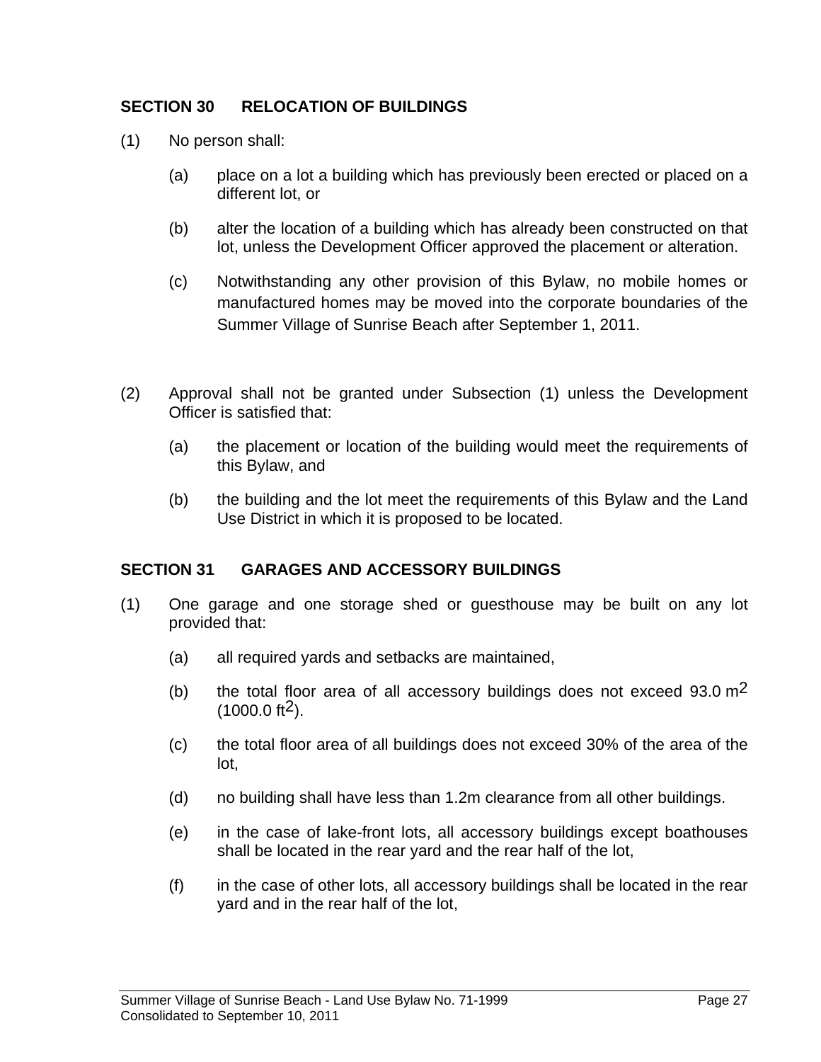## SECTION 30 RELOCATION OF BUILDINGS

(1) No person shall:

(a) place on a lot a building which has previously been erected or placed on a different lot, or

(b) alter the location of a building which has already been constructed on that lot, unless the Development Officer approved the placement or alteration.

(c) Notwithstanding any other provision of this Bylaw, no mobile homes or manufactured homes may be moved into the corporate boundaries of the Summer Village of Sunrise Beach after September 1, 2011.

(2) Approval shall not be granted under Subsection (1) unless the Development Officer is satisfied that:

(a) the placement or location of the building would meet the requirements of this Bylaw, and

(b) the building and the lot meet the requirements of this Bylaw and the Land Use District in which it is proposed to be located.

## SECTION 31 GARAGES AND ACCESSORY BUILDINGS

(1) One garage and one storage shed or guesthouse may be built on any lot provided that:

(a) all required yards and setbacks are maintained,

(b) the total floor area of all accessory buildings does not exceed 93.0 $m^2$ (1000.0 $ft^2$).

(c) the total floor area of all buildings does not exceed 30% of the area of the lot,

(d) no building shall have less than 1.2m clearance from all other buildings.

(e) in the case of lake-front lots, all accessory buildings except boathouses shall be located in the rear yard and the rear half of the lot,

(f) in the case of other lots, all accessory buildings shall be located in the rear yard and in the rear half of the lot,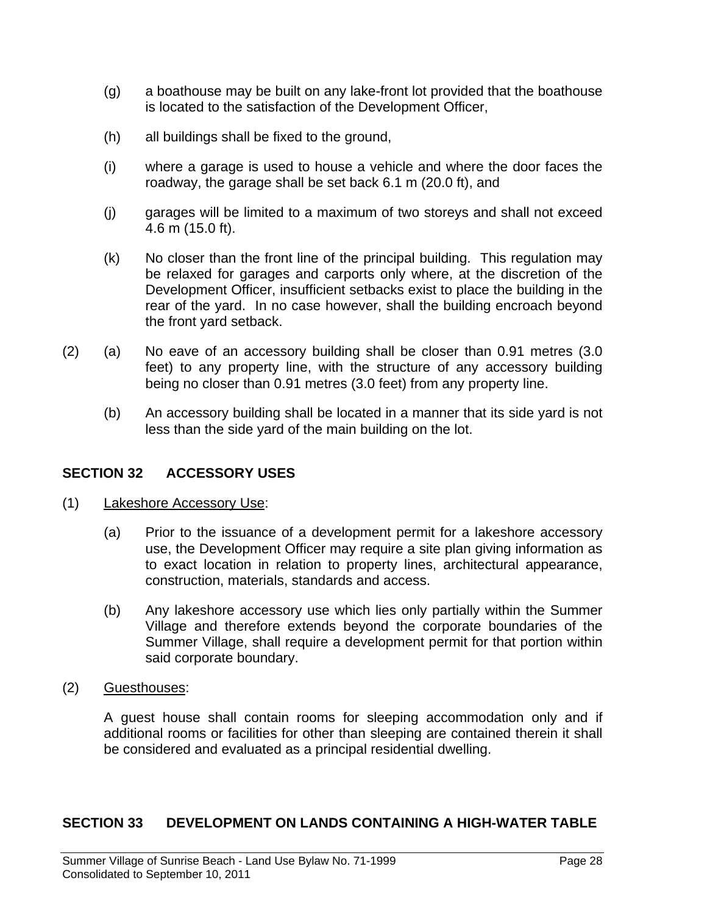(g) a boathouse may be built on any lake-front lot provided that the boathouse is located to the satisfaction of the Development Officer,

(h) all buildings shall be fixed to the ground,

(i) where a garage is used to house a vehicle and where the door faces the roadway, the garage shall be set back 6.1 m (20.0 ft), and

(j) garages will be limited to a maximum of two storeys and shall not exceed 4.6 m (15.0 ft).

(k) No closer than the front line of the principal building. This regulation may be relaxed for garages and carports only where, at the discretion of the Development Officer, insufficient setbacks exist to place the building in the rear of the yard. In no case however, shall the building encroach beyond the front yard setback.

(2) (a) No eave of an accessory building shall be closer than 0.91 metres (3.0 feet) to any property line, with the structure of any accessory building being no closer than 0.91 metres (3.0 feet) from any property line.

(b) An accessory building shall be located in a manner that its side yard is not less than the side yard of the main building on the lot.

## SECTION 32 ACCESSORY USES

(1) Lakeshore Accessory Use:

(a) Prior to the issuance of a development permit for a lakeshore accessory use, the Development Officer may require a site plan giving information as to exact location in relation to property lines, architectural appearance, construction, materials, standards and access.

(b) Any lakeshore accessory use which lies only partially within the Summer Village and therefore extends beyond the corporate boundaries of the Summer Village, shall require a development permit for that portion within said corporate boundary.

(2) Guesthouses:

A guest house shall contain rooms for sleeping accommodation only and if additional rooms or facilities for other than sleeping are contained therein it shall be considered and evaluated as a principal residential dwelling.

## SECTION 33 DEVELOPMENT ON LANDS CONTAINING A HIGH-WATER TABLE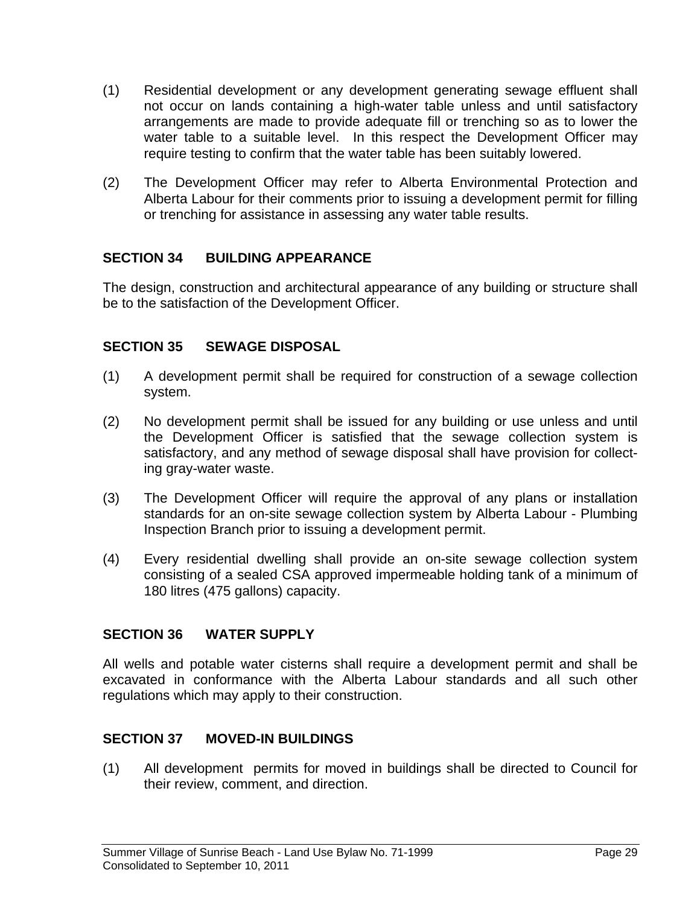(1) Residential development or any development generating sewage effluent shall not occur on lands containing a high-water table unless and until satisfactory arrangements are made to provide adequate fill or trenching so as to lower the water table to a suitable level. In this respect the Development Officer may require testing to confirm that the water table has been suitably lowered.

(2) The Development Officer may refer to Alberta Environmental Protection and Alberta Labour for their comments prior to issuing a development permit for filling or trenching for assistance in assessing any water table results.

## SECTION 34 BUILDING APPEARANCE

The design, construction and architectural appearance of any building or structure shall be to the satisfaction of the Development Officer.

## SECTION 35 SEWAGE DISPOSAL

(1) A development permit shall be required for construction of a sewage collection system.

(2) No development permit shall be issued for any building or use unless and until the Development Officer is satisfied that the sewage collection system is satisfactory, and any method of sewage disposal shall have provision for collecting gray-water waste.

(3) The Development Officer will require the approval of any plans or installation standards for an on-site sewage collection system by Alberta Labour - Plumbing Inspection Branch prior to issuing a development permit.

(4) Every residential dwelling shall provide an on-site sewage collection system consisting of a sealed CSA approved impermeable holding tank of a minimum of 180 litres (475 gallons) capacity.

## SECTION 36 WATER SUPPLY

All wells and potable water cisterns shall require a development permit and shall be excavated in conformance with the Alberta Labour standards and all such other regulations which may apply to their construction.

## SECTION 37 MOVED-IN BUILDINGS

(1) All development permits for moved in buildings shall be directed to Council for their review, comment, and direction.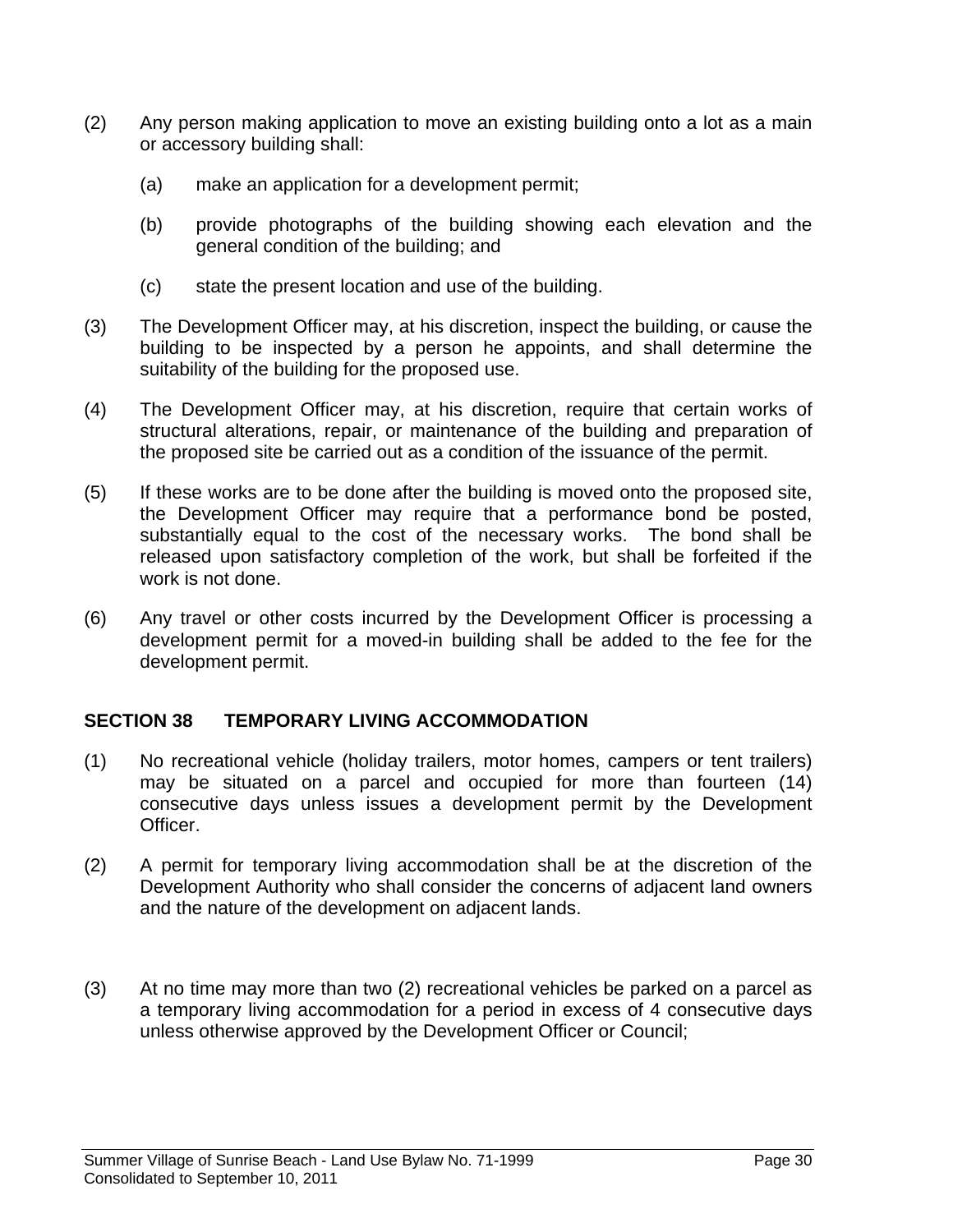(2) Any person making application to move an existing building onto a lot as a main or accessory building shall:

   (a) make an application for a development permit;

   (b) provide photographs of the building showing each elevation and the general condition of the building; and

   (c) state the present location and use of the building.

(3) The Development Officer may, at his discretion, inspect the building, or cause the building to be inspected by a person he appoints, and shall determine the suitability of the building for the proposed use.

(4) The Development Officer may, at his discretion, require that certain works of structural alterations, repair, or maintenance of the building and preparation of the proposed site be carried out as a condition of the issuance of the permit.

(5) If these works are to be done after the building is moved onto the proposed site, the Development Officer may require that a performance bond be posted, substantially equal to the cost of the necessary works. The bond shall be released upon satisfactory completion of the work, but shall be forfeited if the work is not done.

(6) Any travel or other costs incurred by the Development Officer is processing a development permit for a moved-in building shall be added to the fee for the development permit.

## SECTION 38 TEMPORARY LIVING ACCOMMODATION

(1) No recreational vehicle (holiday trailers, motor homes, campers or tent trailers) may be situated on a parcel and occupied for more than fourteen (14) consecutive days unless issues a development permit by the Development Officer.

(2) A permit for temporary living accommodation shall be at the discretion of the Development Authority who shall consider the concerns of adjacent land owners and the nature of the development on adjacent lands.

(3) At no time may more than two (2) recreational vehicles be parked on a parcel as a temporary living accommodation for a period in excess of 4 consecutive days unless otherwise approved by the Development Officer or Council;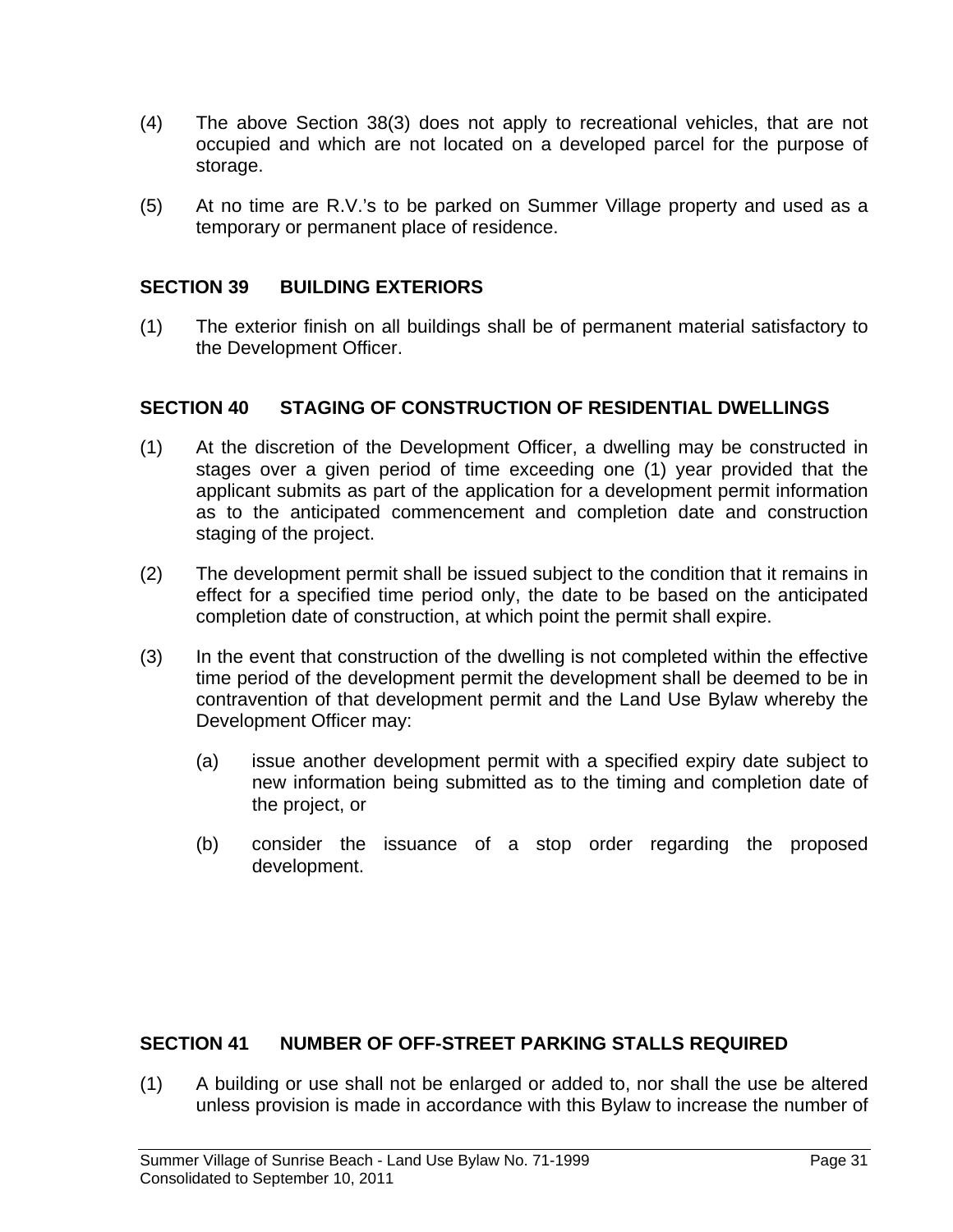(4) The above Section 38(3) does not apply to recreational vehicles, that are not occupied and which are not located on a developed parcel for the purpose of storage.

(5) At no time are R.V.'s to be parked on Summer Village property and used as a temporary or permanent place of residence.

## SECTION 39 BUILDING EXTERIORS

(1) The exterior finish on all buildings shall be of permanent material satisfactory to the Development Officer.

## SECTION 40 STAGING OF CONSTRUCTION OF RESIDENTIAL DWELLINGS

(1) At the discretion of the Development Officer, a dwelling may be constructed in stages over a given period of time exceeding one (1) year provided that the applicant submits as part of the application for a development permit information as to the anticipated commencement and completion date and construction staging of the project.

(2) The development permit shall be issued subject to the condition that it remains in effect for a specified time period only, the date to be based on the anticipated completion date of construction, at which point the permit shall expire.

(3) In the event that construction of the dwelling is not completed within the effective time period of the development permit the development shall be deemed to be in contravention of that development permit and the Land Use Bylaw whereby the Development Officer may:

   (a) issue another development permit with a specified expiry date subject to new information being submitted as to the timing and completion date of the project, or

   (b) consider the issuance of a stop order regarding the proposed development.

## SECTION 41 NUMBER OF OFF-STREET PARKING STALLS REQUIRED

(1) A building or use shall not be enlarged or added to, nor shall the use be altered unless provision is made in accordance with this Bylaw to increase the number of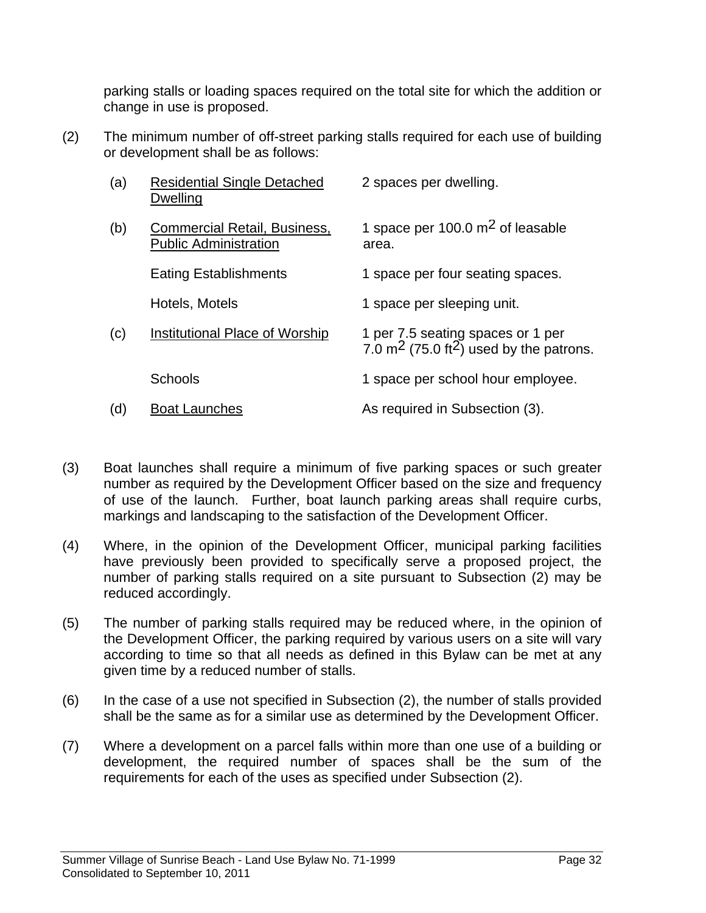parking stalls or loading spaces required on the total site for which the addition or change in use is proposed.

(2) The minimum number of off-street parking stalls required for each use of building or development shall be as follows:

| | | |
|---|---|---|
| (a) | <u>Residential Single Detached Dwelling</u> | 2 spaces per dwelling. |
| (b) | <u>Commercial Retail, Business, Public Administration</u> | 1 space per 100.0 $m^2$ of leasable area. |
| | Eating Establishments | 1 space per four seating spaces. |
| | Hotels, Motels | 1 space per sleeping unit. |
| (c) | <u>Institutional Place of Worship</u> | 1 per 7.5 seating spaces or 1 per 7.0 $m^2$ (75.0 $ft^2$) used by the patrons. |
| | Schools | 1 space per school hour employee. |
| (d) | <u>Boat Launches</u> | As required in Subsection (3). |

(3) Boat launches shall require a minimum of five parking spaces or such greater number as required by the Development Officer based on the size and frequency of use of the launch. Further, boat launch parking areas shall require curbs, markings and landscaping to the satisfaction of the Development Officer.

(4) Where, in the opinion of the Development Officer, municipal parking facilities have previously been provided to specifically serve a proposed project, the number of parking stalls required on a site pursuant to Subsection (2) may be reduced accordingly.

(5) The number of parking stalls required may be reduced where, in the opinion of the Development Officer, the parking required by various users on a site will vary according to time so that all needs as defined in this Bylaw can be met at any given time by a reduced number of stalls.

(6) In the case of a use not specified in Subsection (2), the number of stalls provided shall be the same as for a similar use as determined by the Development Officer.

(7) Where a development on a parcel falls within more than one use of a building or development, the required number of spaces shall be the sum of the requirements for each of the uses as specified under Subsection (2).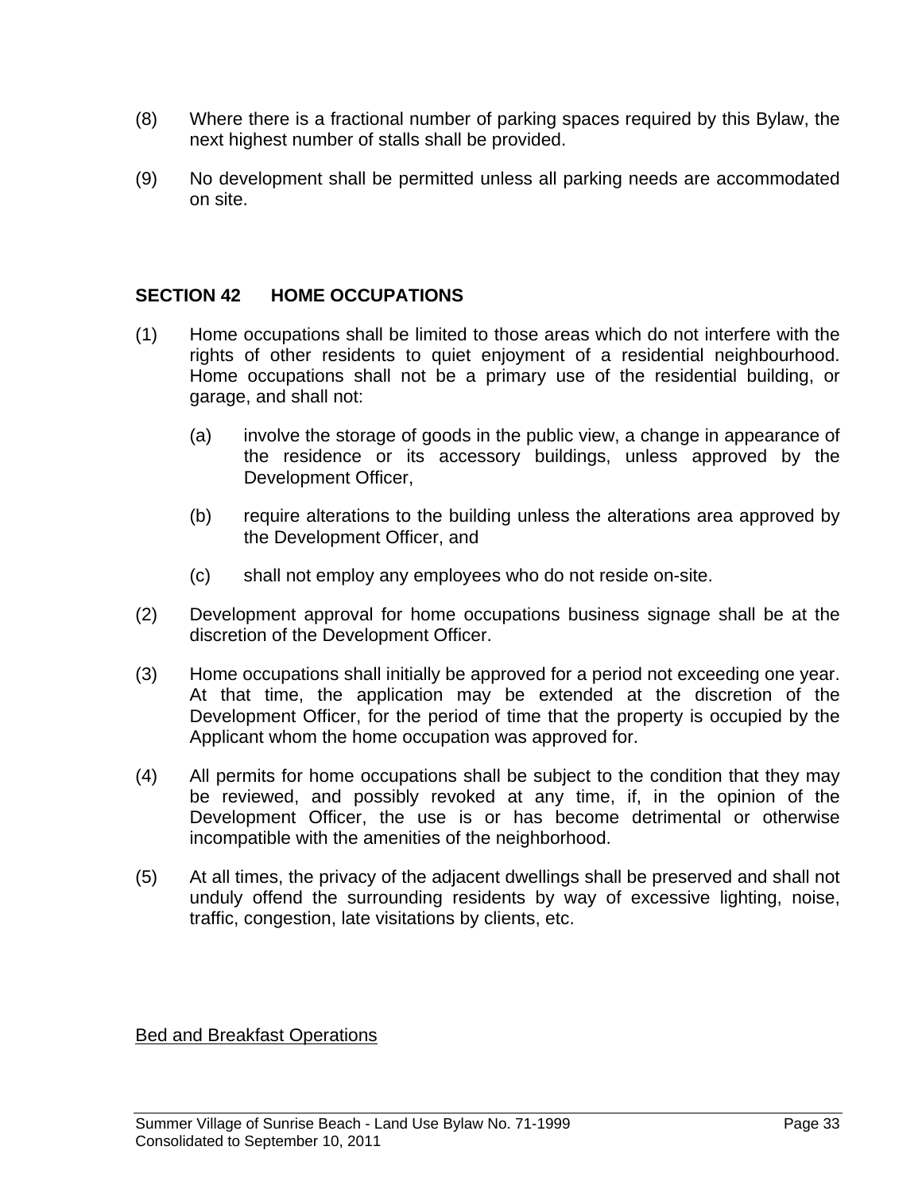(8) Where there is a fractional number of parking spaces required by this Bylaw, the next highest number of stalls shall be provided.

(9) No development shall be permitted unless all parking needs are accommodated on site.

## SECTION 42 HOME OCCUPATIONS

(1) Home occupations shall be limited to those areas which do not interfere with the rights of other residents to quiet enjoyment of a residential neighbourhood. Home occupations shall not be a primary use of the residential building, or garage, and shall not:

   (a) involve the storage of goods in the public view, a change in appearance of the residence or its accessory buildings, unless approved by the Development Officer,

   (b) require alterations to the building unless the alterations area approved by the Development Officer, and

   (c) shall not employ any employees who do not reside on-site.

(2) Development approval for home occupations business signage shall be at the discretion of the Development Officer.

(3) Home occupations shall initially be approved for a period not exceeding one year. At that time, the application may be extended at the discretion of the Development Officer, for the period of time that the property is occupied by the Applicant whom the home occupation was approved for.

(4) All permits for home occupations shall be subject to the condition that they may be reviewed, and possibly revoked at any time, if, in the opinion of the Development Officer, the use is or has become detrimental or otherwise incompatible with the amenities of the neighborhood.

(5) At all times, the privacy of the adjacent dwellings shall be preserved and shall not unduly offend the surrounding residents by way of excessive lighting, noise, traffic, congestion, late visitations by clients, etc.

Bed and Breakfast Operations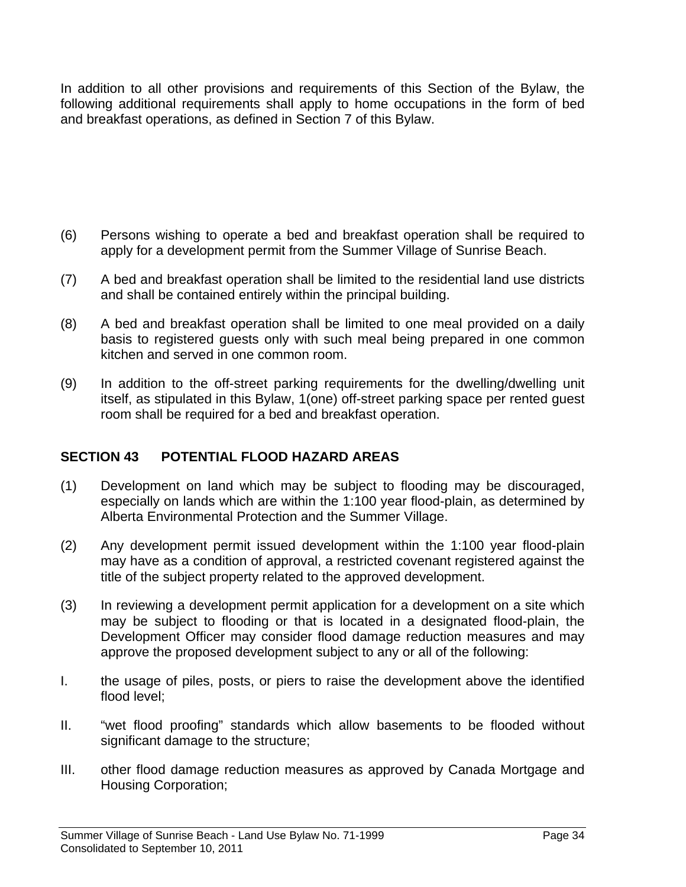In addition to all other provisions and requirements of this Section of the Bylaw, the following additional requirements shall apply to home occupations in the form of bed and breakfast operations, as defined in Section 7 of this Bylaw.

(6) Persons wishing to operate a bed and breakfast operation shall be required to apply for a development permit from the Summer Village of Sunrise Beach.

(7) A bed and breakfast operation shall be limited to the residential land use districts and shall be contained entirely within the principal building.

(8) A bed and breakfast operation shall be limited to one meal provided on a daily basis to registered guests only with such meal being prepared in one common kitchen and served in one common room.

(9) In addition to the off-street parking requirements for the dwelling/dwelling unit itself, as stipulated in this Bylaw, 1(one) off-street parking space per rented guest room shall be required for a bed and breakfast operation.

## SECTION 43 POTENTIAL FLOOD HAZARD AREAS

(1) Development on land which may be subject to flooding may be discouraged, especially on lands which are within the 1:100 year flood-plain, as determined by Alberta Environmental Protection and the Summer Village.

(2) Any development permit issued development within the 1:100 year flood-plain may have as a condition of approval, a restricted covenant registered against the title of the subject property related to the approved development.

(3) In reviewing a development permit application for a development on a site which may be subject to flooding or that is located in a designated flood-plain, the Development Officer may consider flood damage reduction measures and may approve the proposed development subject to any or all of the following:

I. the usage of piles, posts, or piers to raise the development above the identified flood level;

II. "wet flood proofing" standards which allow basements to be flooded without significant damage to the structure;

III. other flood damage reduction measures as approved by Canada Mortgage and Housing Corporation;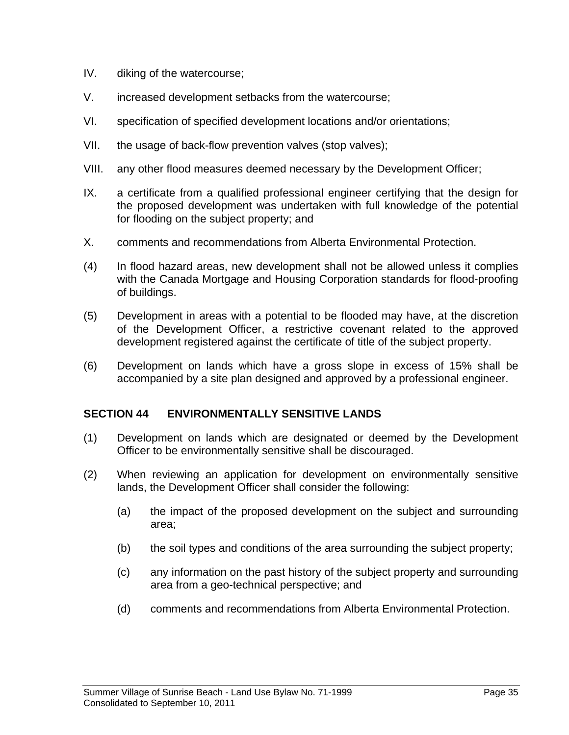IV. diking of the watercourse;

V. increased development setbacks from the watercourse;

VI. specification of specified development locations and/or orientations;

VII. the usage of back-flow prevention valves (stop valves);

VIII. any other flood measures deemed necessary by the Development Officer;

IX. a certificate from a qualified professional engineer certifying that the design for the proposed development was undertaken with full knowledge of the potential for flooding on the subject property; and

X. comments and recommendations from Alberta Environmental Protection.

(4) In flood hazard areas, new development shall not be allowed unless it complies with the Canada Mortgage and Housing Corporation standards for flood-proofing of buildings.

(5) Development in areas with a potential to be flooded may have, at the discretion of the Development Officer, a restrictive covenant related to the approved development registered against the certificate of title of the subject property.

(6) Development on lands which have a gross slope in excess of 15% shall be accompanied by a site plan designed and approved by a professional engineer.

## SECTION 44 ENVIRONMENTALLY SENSITIVE LANDS

(1) Development on lands which are designated or deemed by the Development Officer to be environmentally sensitive shall be discouraged.

(2) When reviewing an application for development on environmentally sensitive lands, the Development Officer shall consider the following:

(a) the impact of the proposed development on the subject and surrounding area;

(b) the soil types and conditions of the area surrounding the subject property;

(c) any information on the past history of the subject property and surrounding area from a geo-technical perspective; and

(d) comments and recommendations from Alberta Environmental Protection.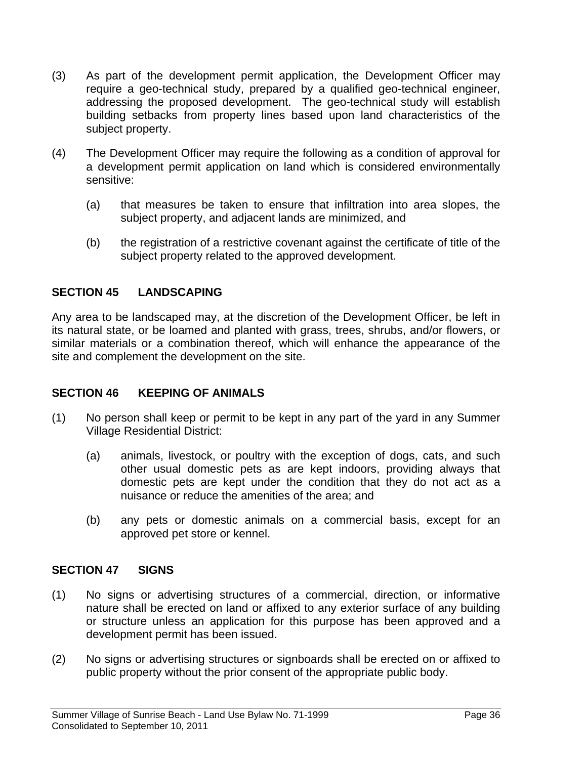(3) As part of the development permit application, the Development Officer may require a geo-technical study, prepared by a qualified geo-technical engineer, addressing the proposed development. The geo-technical study will establish building setbacks from property lines based upon land characteristics of the subject property.

(4) The Development Officer may require the following as a condition of approval for a development permit application on land which is considered environmentally sensitive:

   (a) that measures be taken to ensure that infiltration into area slopes, the subject property, and adjacent lands are minimized, and

   (b) the registration of a restrictive covenant against the certificate of title of the subject property related to the approved development.

## SECTION 45 LANDSCAPING

Any area to be landscaped may, at the discretion of the Development Officer, be left in its natural state, or be loamed and planted with grass, trees, shrubs, and/or flowers, or similar materials or a combination thereof, which will enhance the appearance of the site and complement the development on the site.

## SECTION 46 KEEPING OF ANIMALS

(1) No person shall keep or permit to be kept in any part of the yard in any Summer Village Residential District:

   (a) animals, livestock, or poultry with the exception of dogs, cats, and such other usual domestic pets as are kept indoors, providing always that domestic pets are kept under the condition that they do not act as a nuisance or reduce the amenities of the area; and

   (b) any pets or domestic animals on a commercial basis, except for an approved pet store or kennel.

## SECTION 47 SIGNS

(1) No signs or advertising structures of a commercial, direction, or informative nature shall be erected on land or affixed to any exterior surface of any building or structure unless an application for this purpose has been approved and a development permit has been issued.

(2) No signs or advertising structures or signboards shall be erected on or affixed to public property without the prior consent of the appropriate public body.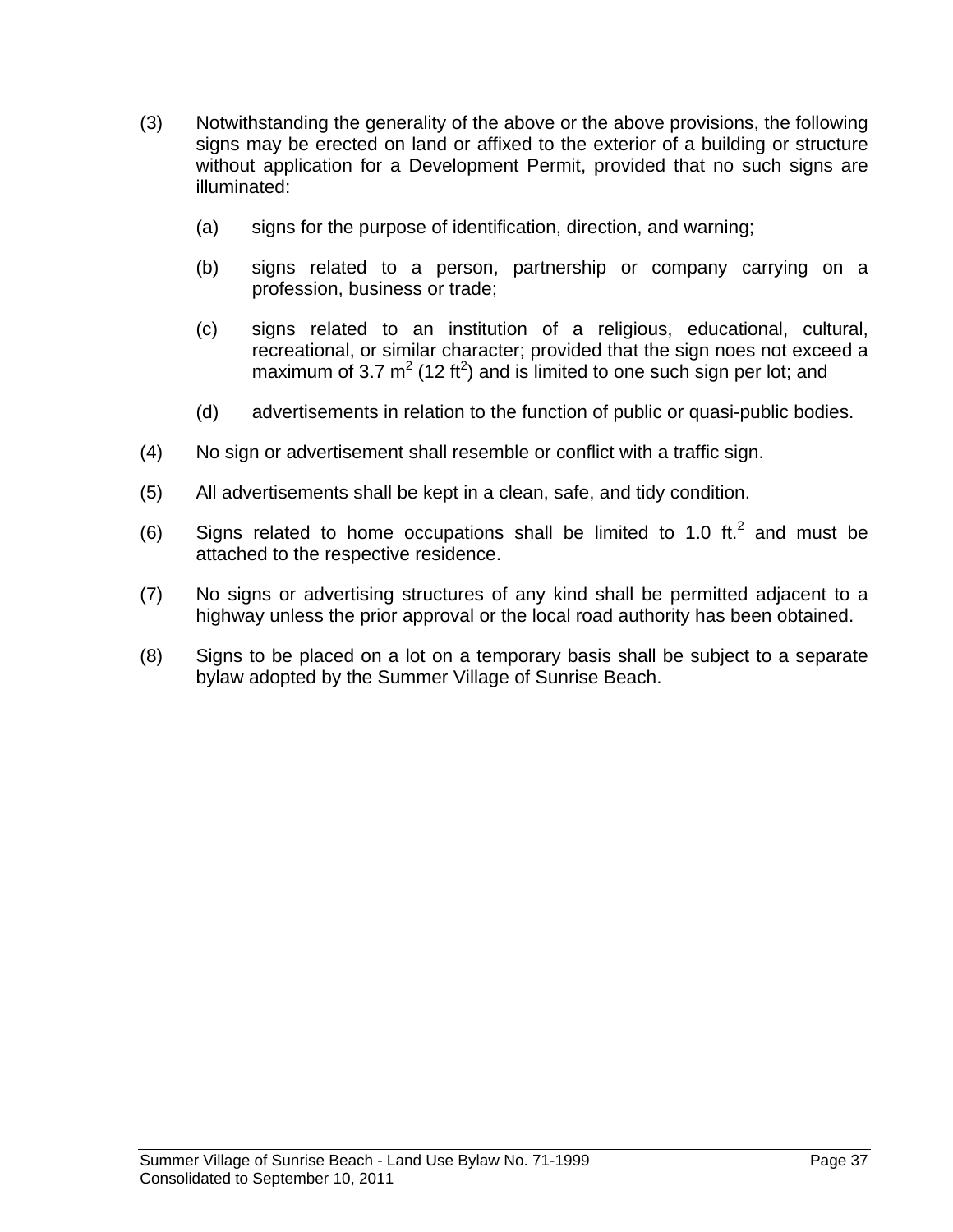(3) Notwithstanding the generality of the above or the above provisions, the following signs may be erected on land or affixed to the exterior of a building or structure without application for a Development Permit, provided that no such signs are illuminated:

   (a) signs for the purpose of identification, direction, and warning;

   (b) signs related to a person, partnership or company carrying on a profession, business or trade;

   (c) signs related to an institution of a religious, educational, cultural, recreational, or similar character; provided that the sign noes not exceed a maximum of 3.7 $m^2$ (12 $ft^2$) and is limited to one such sign per lot; and

   (d) advertisements in relation to the function of public or quasi-public bodies.

(4) No sign or advertisement shall resemble or conflict with a traffic sign.

(5) All advertisements shall be kept in a clean, safe, and tidy condition.

(6) Signs related to home occupations shall be limited to 1.0 $ft.^2$ and must be attached to the respective residence.

(7) No signs or advertising structures of any kind shall be permitted adjacent to a highway unless the prior approval or the local road authority has been obtained.

(8) Signs to be placed on a lot on a temporary basis shall be subject to a separate bylaw adopted by the Summer Village of Sunrise Beach.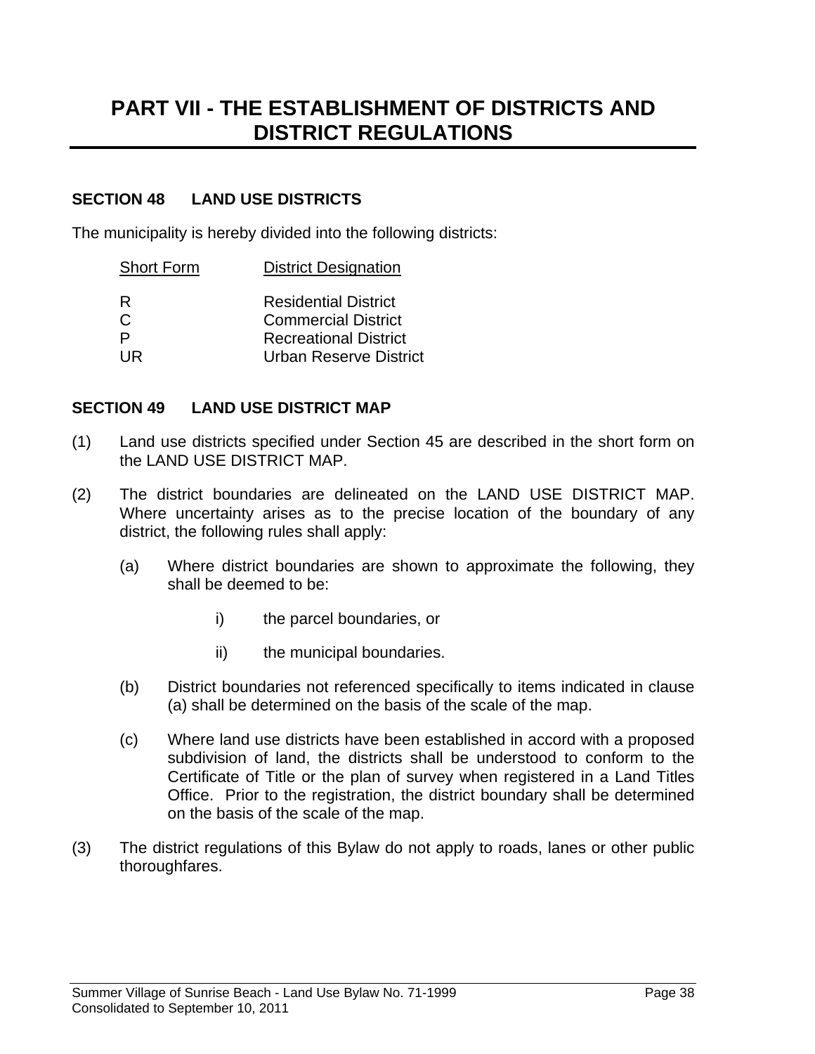# PART VII - THE ESTABLISHMENT OF DISTRICTS AND DISTRICT REGULATIONS

## SECTION 48 LAND USE DISTRICTS

The municipality is hereby divided into the following districts:

| Short Form | District Designation |
|---|---|
| R | Residential District |
| C | Commercial District |
| P | Recreational District |
| UR | Urban Reserve District |

## SECTION 49 LAND USE DISTRICT MAP

(1) Land use districts specified under Section 45 are described in the short form on the LAND USE DISTRICT MAP.

(2) The district boundaries are delineated on the LAND USE DISTRICT MAP. Where uncertainty arises as to the precise location of the boundary of any district, the following rules shall apply:

(a) Where district boundaries are shown to approximate the following, they shall be deemed to be:

i) the parcel boundaries, or

ii) the municipal boundaries.

(b) District boundaries not referenced specifically to items indicated in clause (a) shall be determined on the basis of the scale of the map.

(c) Where land use districts have been established in accord with a proposed subdivision of land, the districts shall be understood to conform to the Certificate of Title or the plan of survey when registered in a Land Titles Office. Prior to the registration, the district boundary shall be determined on the basis of the scale of the map.

(3) The district regulations of this Bylaw do not apply to roads, lanes or other public thoroughfares.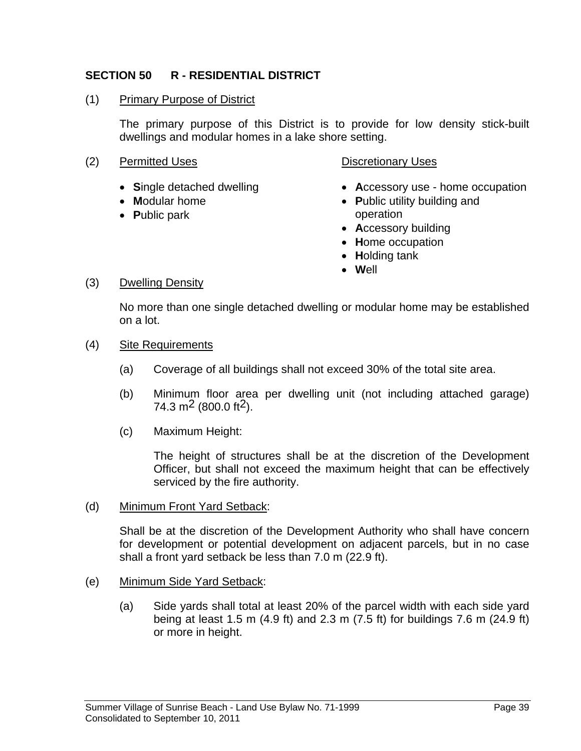## SECTION 50 R - RESIDENTIAL DISTRICT

(1) Primary Purpose of District

The primary purpose of this District is to provide for low density stick-built dwellings and modular homes in a lake shore setting.

(2) Permitted Uses

- **S**ingle detached dwelling
- **M**odular home
- **P**ublic park

Discretionary Uses

- **A**ccessory use - home occupation
- **P**ublic utility building and operation
- **A**ccessory building
- **H**ome occupation
- **H**olding tank
- **W**ell

(3) Dwelling Density

No more than one single detached dwelling or modular home may be established on a lot.

(4) Site Requirements

(a) Coverage of all buildings shall not exceed 30% of the total site area.

(b) Minimum floor area per dwelling unit (not including attached garage) 74.3 $m^2$ (800.0 $ft^2$).

(c) Maximum Height:

The height of structures shall be at the discretion of the Development Officer, but shall not exceed the maximum height that can be effectively serviced by the fire authority.

(d) Minimum Front Yard Setback:

Shall be at the discretion of the Development Authority who shall have concern for development or potential development on adjacent parcels, but in no case shall a front yard setback be less than 7.0 m (22.9 ft).

(e) Minimum Side Yard Setback:

(a) Side yards shall total at least 20% of the parcel width with each side yard being at least 1.5 m (4.9 ft) and 2.3 m (7.5 ft) for buildings 7.6 m (24.9 ft) or more in height.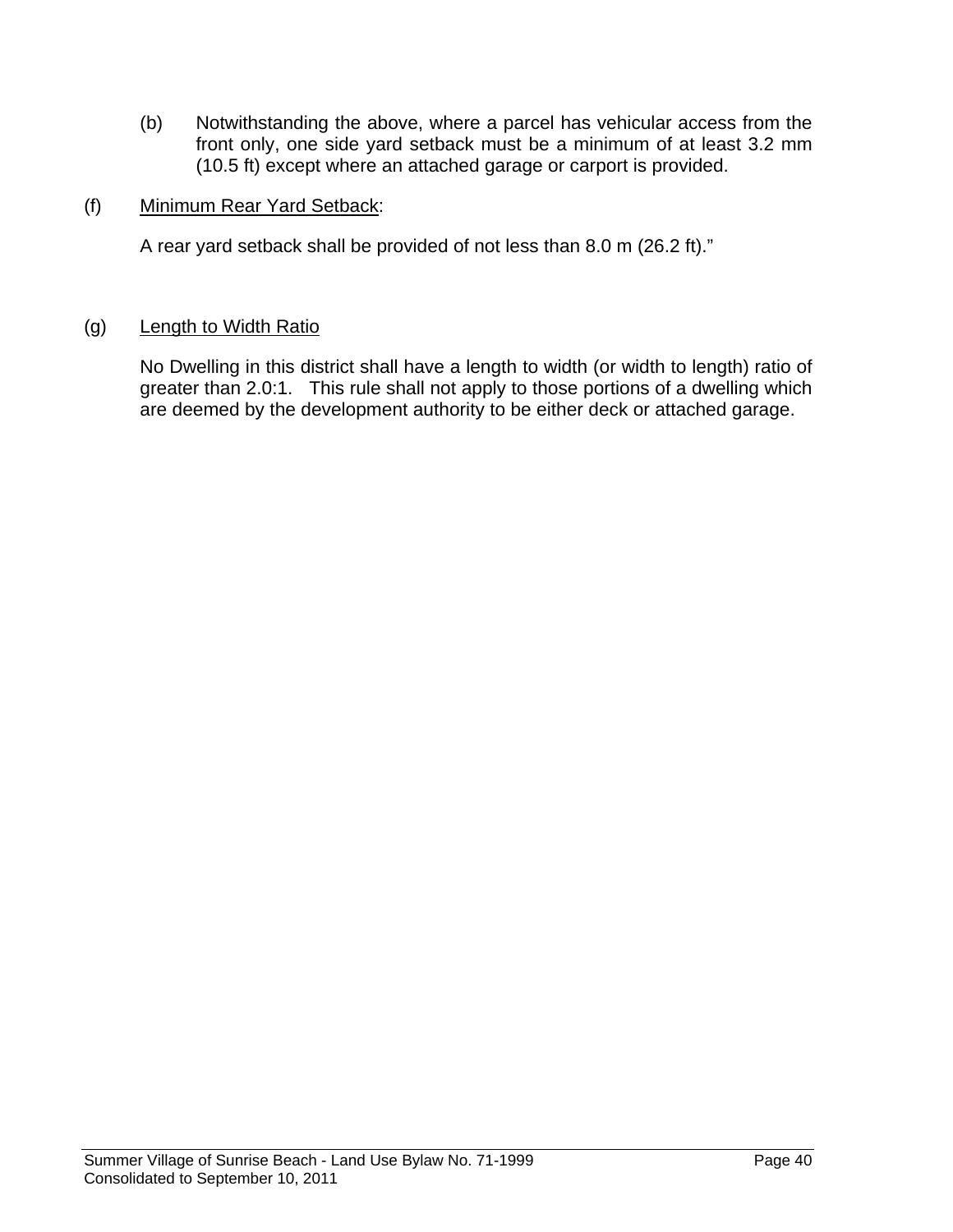(b) Notwithstanding the above, where a parcel has vehicular access from the front only, one side yard setback must be a minimum of at least 3.2 mm (10.5 ft) except where an attached garage or carport is provided.

(f) Minimum Rear Yard Setback:

A rear yard setback shall be provided of not less than 8.0 m (26.2 ft)."

(g) Length to Width Ratio

No Dwelling in this district shall have a length to width (or width to length) ratio of greater than 2.0:1. This rule shall not apply to those portions of a dwelling which are deemed by the development authority to be either deck or attached garage.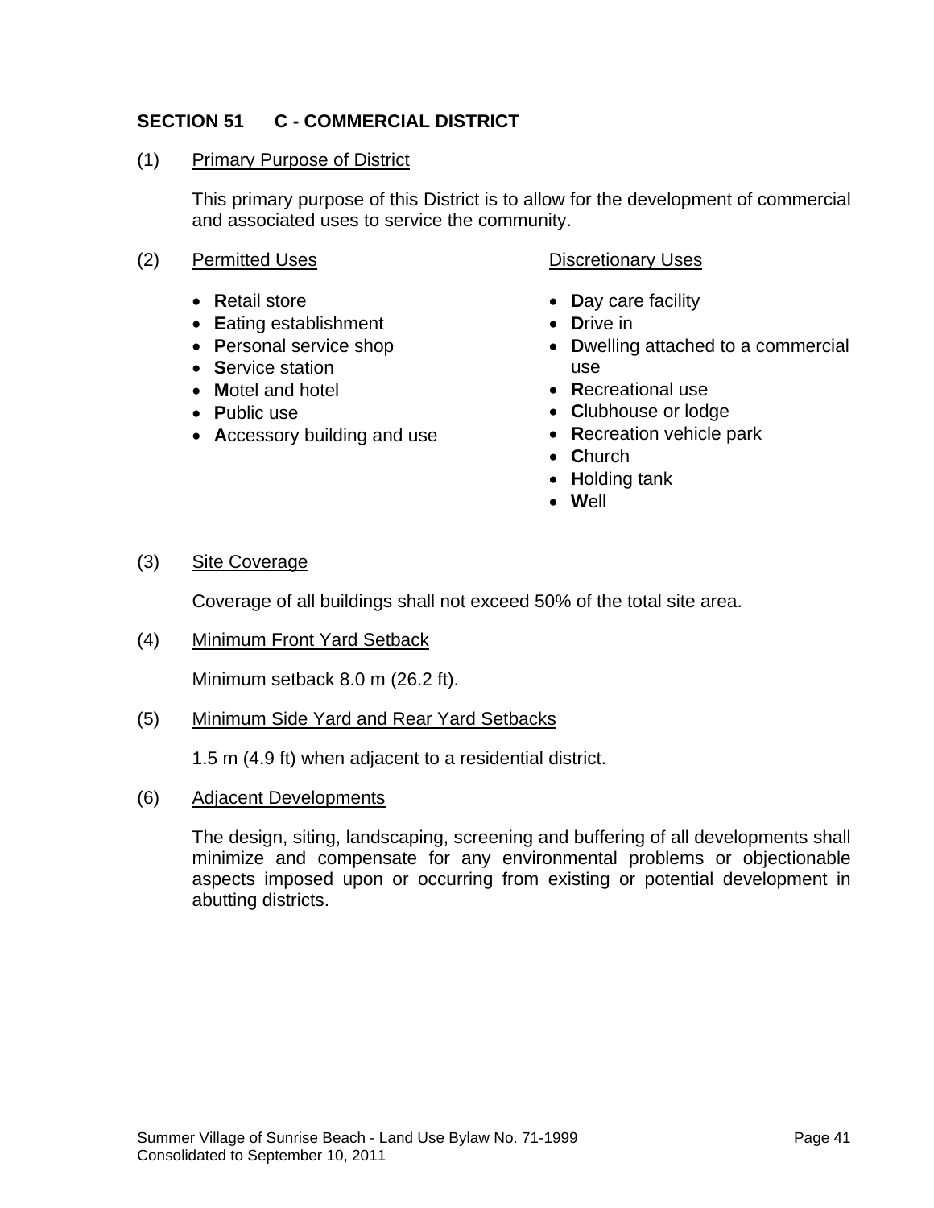## SECTION 51 C - COMMERCIAL DISTRICT

(1) Primary Purpose of District

This primary purpose of this District is to allow for the development of commercial and associated uses to service the community.

(2) Permitted Uses

- **R**etail store
- **E**ating establishment
- **P**ersonal service shop
- **S**ervice station
- **M**otel and hotel
- **P**ublic use
- **A**ccessory building and use

Discretionary Uses

- **D**ay care facility
- **D**rive in
- **D**welling attached to a commercial use
- **R**ecreational use
- **C**lubhouse or lodge
- **R**ecreation vehicle park
- **C**hurch
- **H**olding tank
- **W**ell

(3) Site Coverage

Coverage of all buildings shall not exceed 50% of the total site area.

(4) Minimum Front Yard Setback

Minimum setback 8.0 m (26.2 ft).

(5) Minimum Side Yard and Rear Yard Setbacks

1.5 m (4.9 ft) when adjacent to a residential district.

(6) Adjacent Developments

The design, siting, landscaping, screening and buffering of all developments shall minimize and compensate for any environmental problems or objectionable aspects imposed upon or occurring from existing or potential development in abutting districts.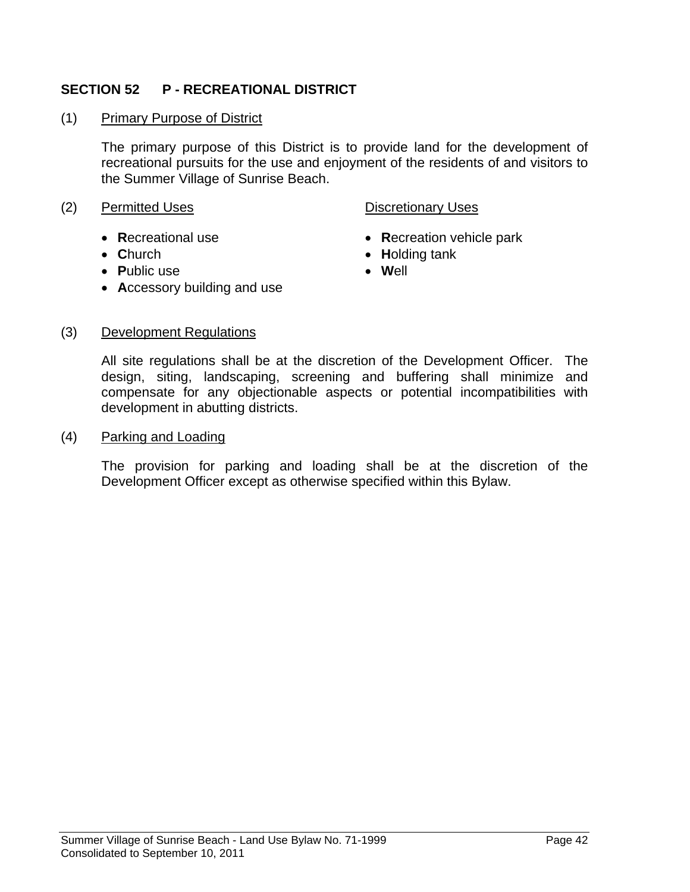## SECTION 52 P - RECREATIONAL DISTRICT

(1) Primary Purpose of District

The primary purpose of this District is to provide land for the development of recreational pursuits for the use and enjoyment of the residents of and visitors to the Summer Village of Sunrise Beach.

(2) Permitted Uses

- **R**ecreational use
- **C**hurch
- **P**ublic use
- **A**ccessory building and use

Discretionary Uses

- **R**ecreation vehicle park
- **H**olding tank
- **W**ell

(3) Development Regulations

All site regulations shall be at the discretion of the Development Officer. The design, siting, landscaping, screening and buffering shall minimize and compensate for any objectionable aspects or potential incompatibilities with development in abutting districts.

(4) Parking and Loading

The provision for parking and loading shall be at the discretion of the Development Officer except as otherwise specified within this Bylaw.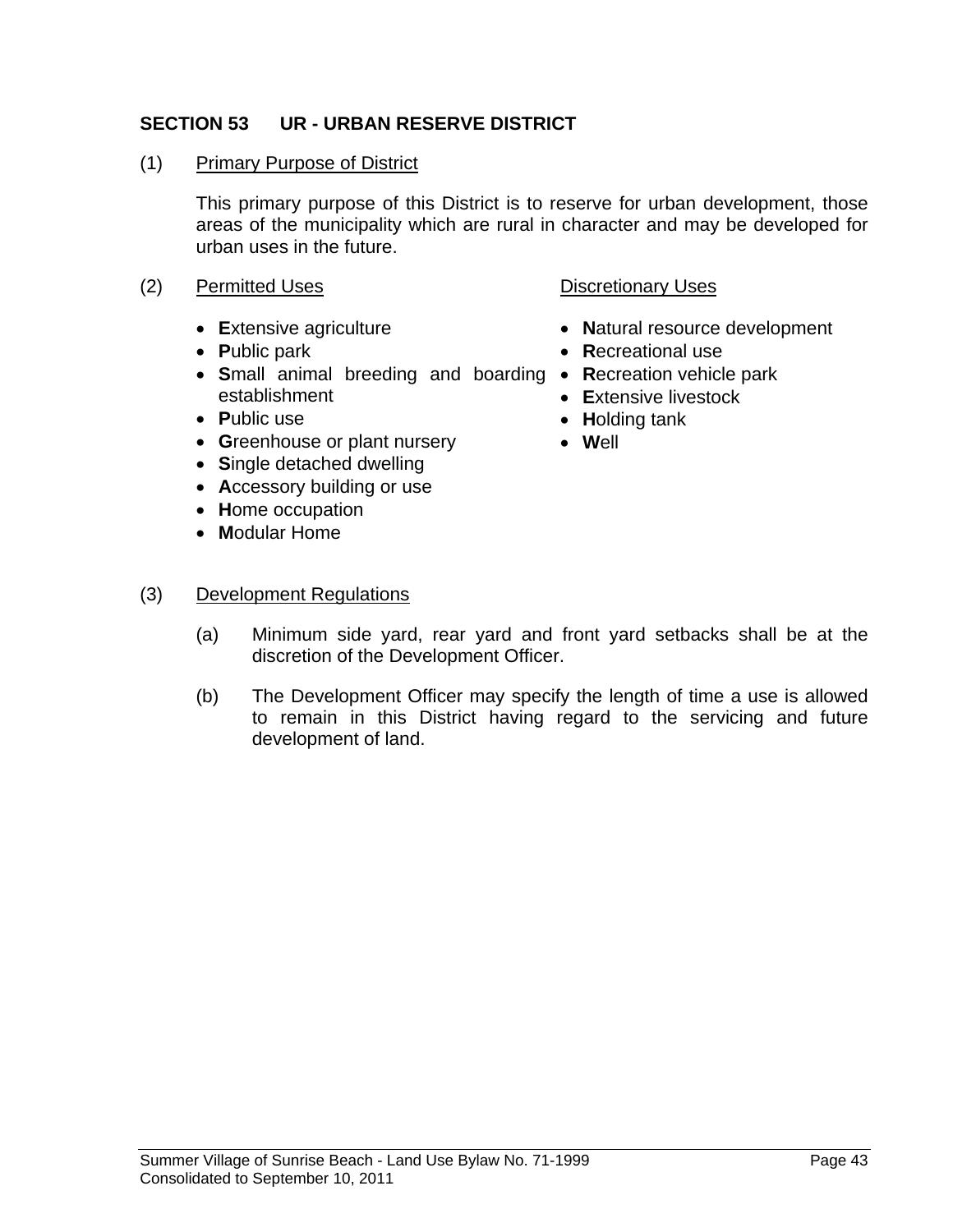## SECTION 53 UR - URBAN RESERVE DISTRICT

(1) Primary Purpose of District

This primary purpose of this District is to reserve for urban development, those areas of the municipality which are rural in character and may be developed for urban uses in the future.

(2) Permitted Uses

- **E**xtensive agriculture
- **P**ublic park
- **S**mall animal breeding and boarding establishment
- **P**ublic use
- **G**reenhouse or plant nursery
- **S**ingle detached dwelling
- **A**ccessory building or use
- **H**ome occupation
- **M**odular Home

Discretionary Uses

- **N**atural resource development
- **R**ecreational use
- **R**ecreation vehicle park
- **E**xtensive livestock
- **H**olding tank
- **W**ell

(3) Development Regulations

(a) Minimum side yard, rear yard and front yard setbacks shall be at the discretion of the Development Officer.

(b) The Development Officer may specify the length of time a use is allowed to remain in this District having regard to the servicing and future development of land.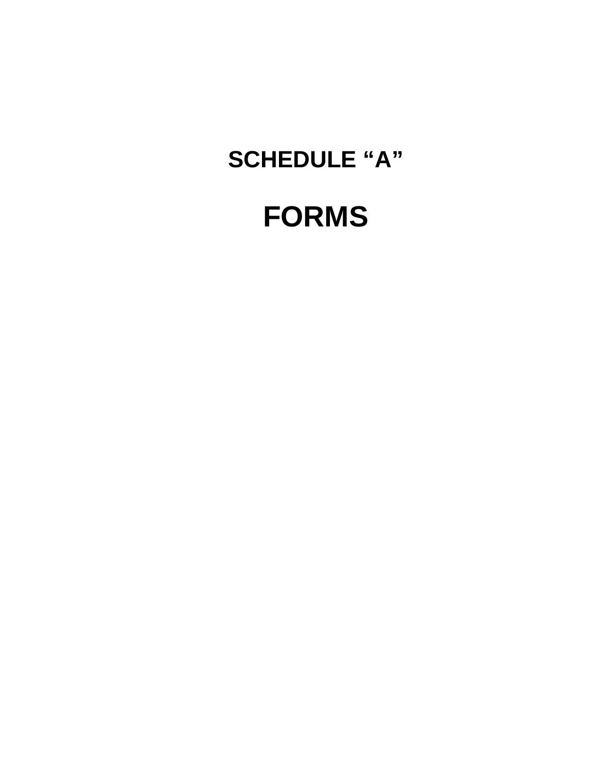## SCHEDULE “A”

# FORMS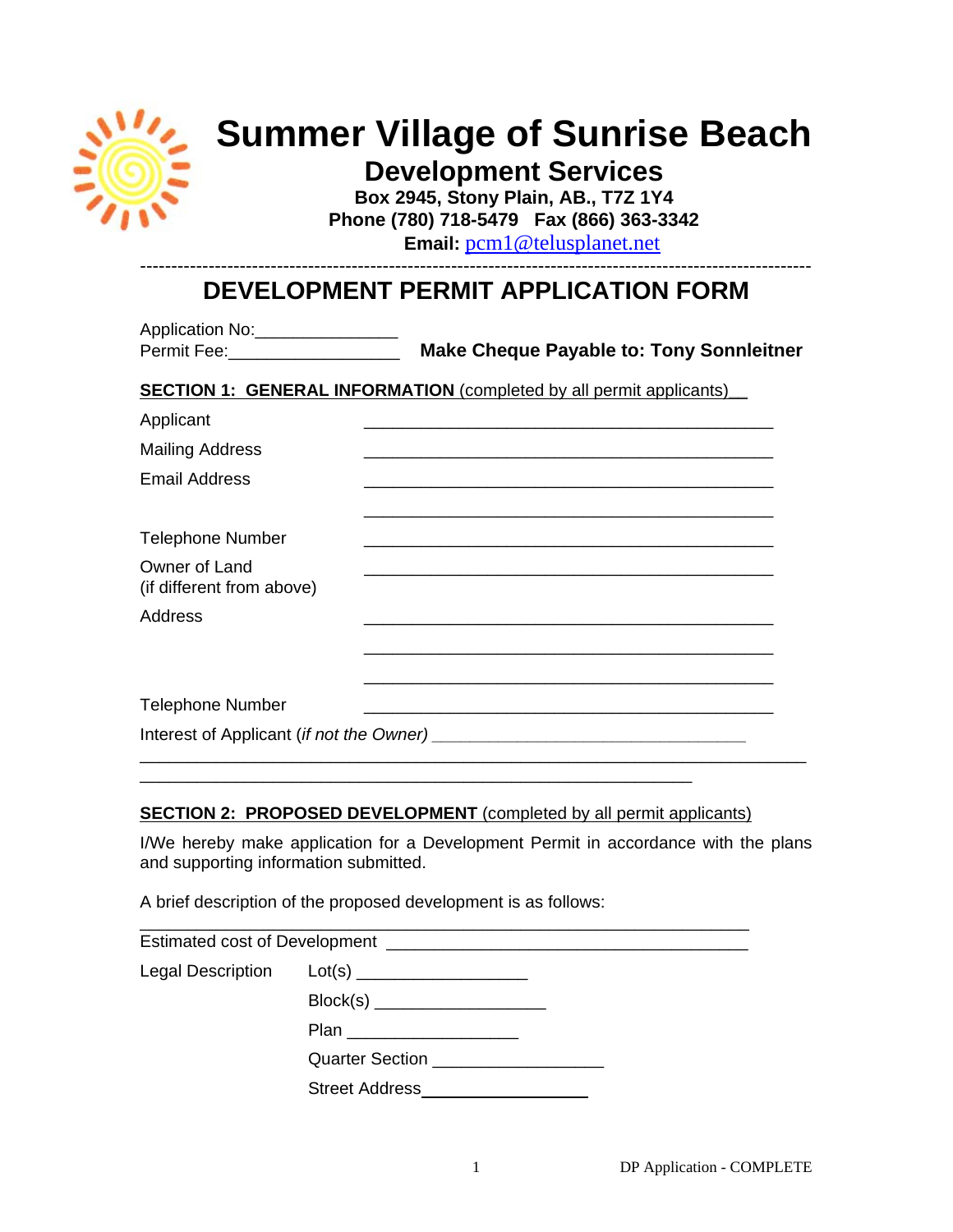# Summer Village of Sunrise Beach

## Development Services

**Box 2945, Stony Plain, AB., T7Z 1Y4**
**Phone (780) 718-5479 Fax (866) 363-3342**
**Email:** pcm1@telusplanet.net

---

## DEVELOPMENT PERMIT APPLICATION FORM

Application No:_______________
Permit Fee:__________________ **Make Cheque Payable to: Tony Sonnleitner**

**SECTION 1: GENERAL INFORMATION** (completed by all permit applicants)

Applicant ______________________________________________

Mailing Address ______________________________________________

Email Address ______________________________________________

______________________________________________

Telephone Number ______________________________________________

Owner of Land
(if different from above) ______________________________________________

Address ______________________________________________

______________________________________________

______________________________________________

Telephone Number ______________________________________________

Interest of Applicant (*if not the Owner*) ___________________________________

__________________________________________________________________________

____________________________________________________________

**SECTION 2: PROPOSED DEVELOPMENT** (completed by all permit applicants)

I/We hereby make application for a Development Permit in accordance with the plans and supporting information submitted.

A brief description of the proposed development is as follows:

__________________________________________________________________

Estimated cost of Development ________________________________________

Legal Description Lot(s) __________________

Block(s) __________________

Plan __________________

Quarter Section __________________

Street Address__________________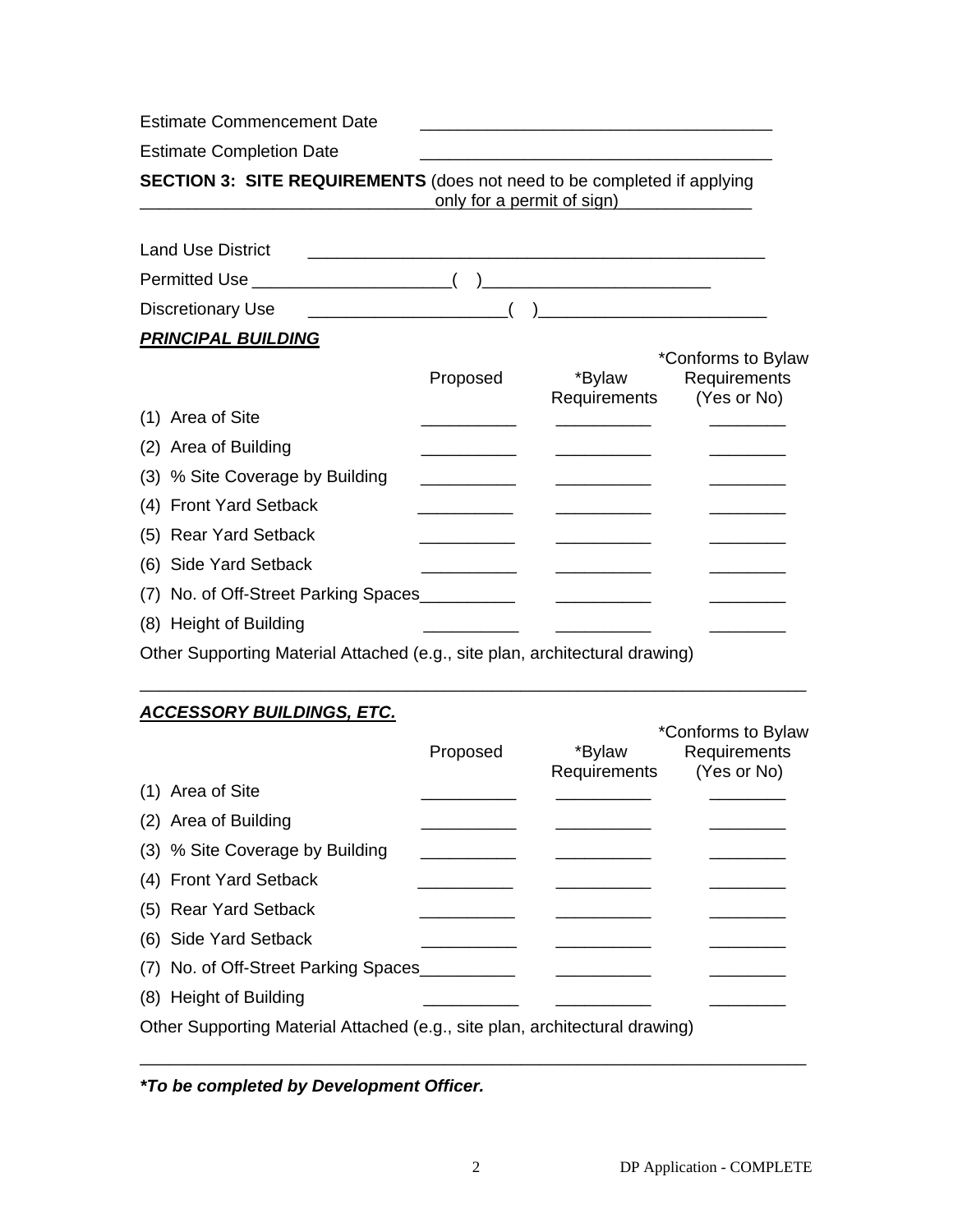Estimate Commencement Date _____________________________________

Estimate Completion Date _____________________________________

**SECTION 3: SITE REQUIREMENTS** (does not need to be completed if applying only for a permit of sign)

Land Use District _________________________________________________

Permitted Use _____________________( )________________________

Discretionary Use _____________________( )________________________

***PRINCIPAL BUILDING***

| | Proposed | *Bylaw Requirements | *Conforms to Bylaw Requirements (Yes or No) |
|---|---|---|---|
| (1) Area of Site | __________ | __________ | ________ |
| (2) Area of Building | __________ | __________ | ________ |
| (3) % Site Coverage by Building | __________ | __________ | ________ |
| (4) Front Yard Setback | __________ | __________ | ________ |
| (5) Rear Yard Setback | __________ | __________ | ________ |
| (6) Side Yard Setback | __________ | __________ | ________ |
| (7) No. of Off-Street Parking Spaces | __________ | __________ | ________ |
| (8) Height of Building | __________ | __________ | ________ |

Other Supporting Material Attached (e.g., site plan, architectural drawing)

_________________________________________________________________________

***ACCESSORY BUILDINGS, ETC.***

| | Proposed | *Bylaw Requirements | *Conforms to Bylaw Requirements (Yes or No) |
|---|---|---|---|
| (1) Area of Site | __________ | __________ | ________ |
| (2) Area of Building | __________ | __________ | ________ |
| (3) % Site Coverage by Building | __________ | __________ | ________ |
| (4) Front Yard Setback | __________ | __________ | ________ |
| (5) Rear Yard Setback | __________ | __________ | ________ |
| (6) Side Yard Setback | __________ | __________ | ________ |
| (7) No. of Off-Street Parking Spaces | __________ | __________ | ________ |
| (8) Height of Building | __________ | __________ | ________ |

Other Supporting Material Attached (e.g., site plan, architectural drawing)

_________________________________________________________________________

***\*To be completed by Development Officer.***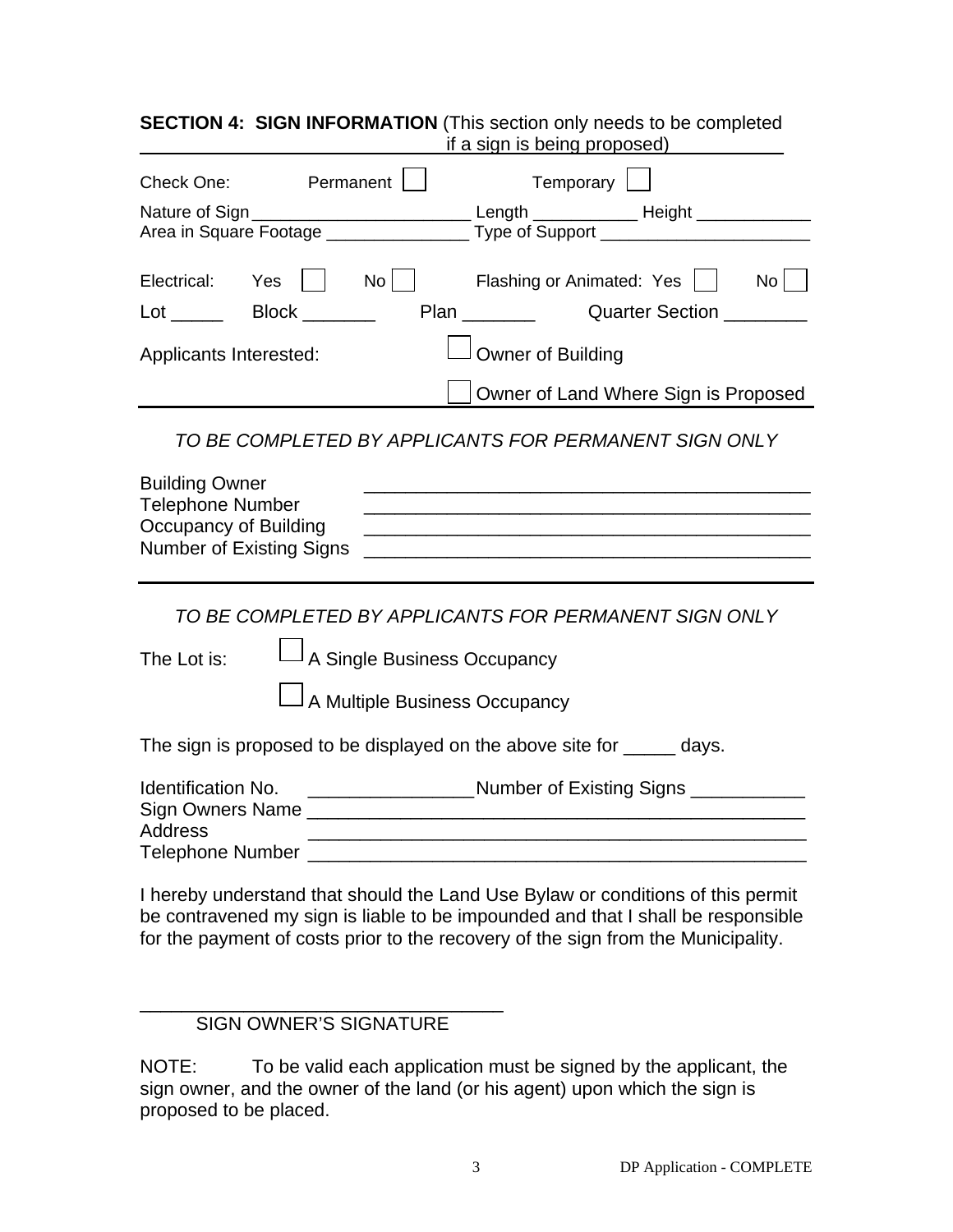**SECTION 4: SIGN INFORMATION** (This section only needs to be completed if a sign is being proposed)

Check One: Permanent ☐ Temporary ☐

Nature of Sign ________________________ Length ___________ Height ____________
Area in Square Footage _______________ Type of Support ______________________

Electrical: Yes ☐ No ☐ Flashing or Animated: Yes ☐ No ☐

Lot _____ Block _______ Plan _______ Quarter Section ________

Applicants Interested: ☐ Owner of Building

☐ Owner of Land Where Sign is Proposed

*TO BE COMPLETED BY APPLICANTS FOR PERMANENT SIGN ONLY*

Building Owner ____________________________________________
Telephone Number ____________________________________________
Occupancy of Building ____________________________________________
Number of Existing Signs ____________________________________________

*TO BE COMPLETED BY APPLICANTS FOR PERMANENT SIGN ONLY*

The Lot is: ☐ A Single Business Occupancy

☐ A Multiple Business Occupancy

The sign is proposed to be displayed on the above site for _____ days.

Identification No. ________________ Number of Existing Signs ___________
Sign Owners Name __________________________________________________
Address __________________________________________________
Telephone Number __________________________________________________

I hereby understand that should the Land Use Bylaw or conditions of this permit be contravened my sign is liable to be impounded and that I shall be responsible for the payment of costs prior to the recovery of the sign from the Municipality.

__________________________________
SIGN OWNER'S SIGNATURE

NOTE: To be valid each application must be signed by the applicant, the sign owner, and the owner of the land (or his agent) upon which the sign is proposed to be placed.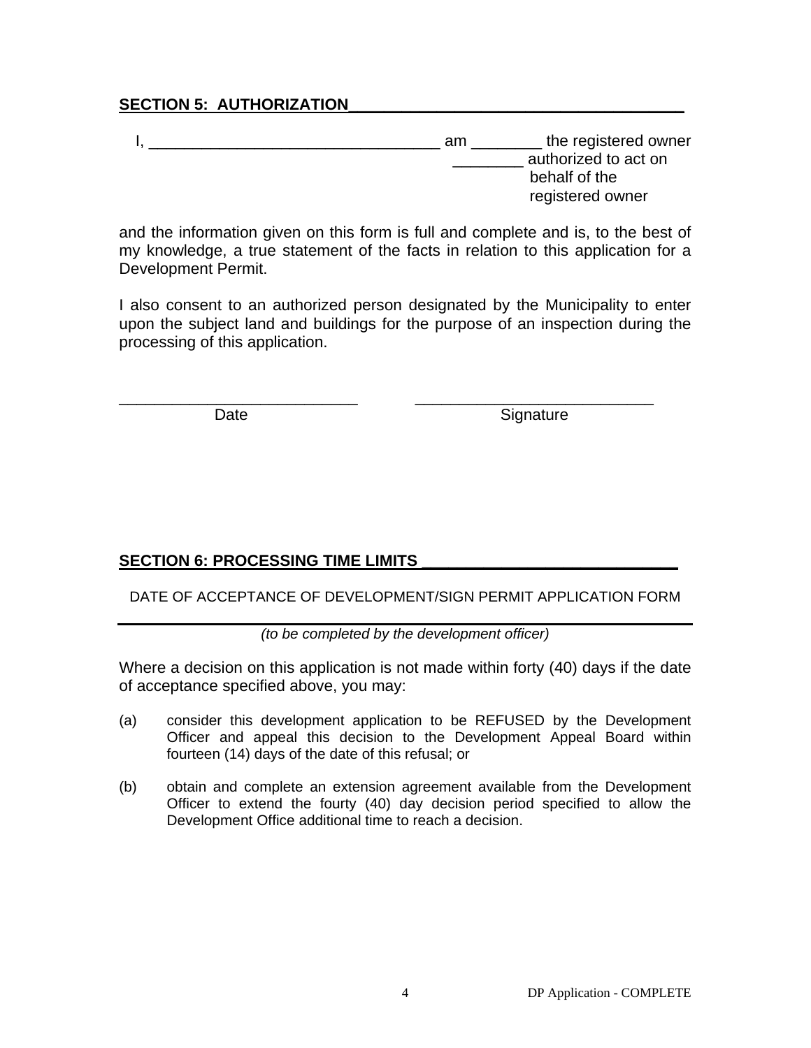## SECTION 5: AUTHORIZATION

I, _________________________________ am ________ the registered owner
________ authorized to act on behalf of the registered owner

and the information given on this form is full and complete and is, to the best of my knowledge, a true statement of the facts in relation to this application for a Development Permit.

I also consent to an authorized person designated by the Municipality to enter upon the subject land and buildings for the purpose of an inspection during the processing of this application.

___________________________ Date

___________________________ Signature

## SECTION 6: PROCESSING TIME LIMITS

DATE OF ACCEPTANCE OF DEVELOPMENT/SIGN PERMIT APPLICATION FORM

___________________________________________

*(to be completed by the development officer)*

Where a decision on this application is not made within forty (40) days if the date of acceptance specified above, you may:

(a) consider this development application to be REFUSED by the Development Officer and appeal this decision to the Development Appeal Board within fourteen (14) days of the date of this refusal; or

(b) obtain and complete an extension agreement available from the Development Officer to extend the fourty (40) day decision period specified to allow the Development Office additional time to reach a decision.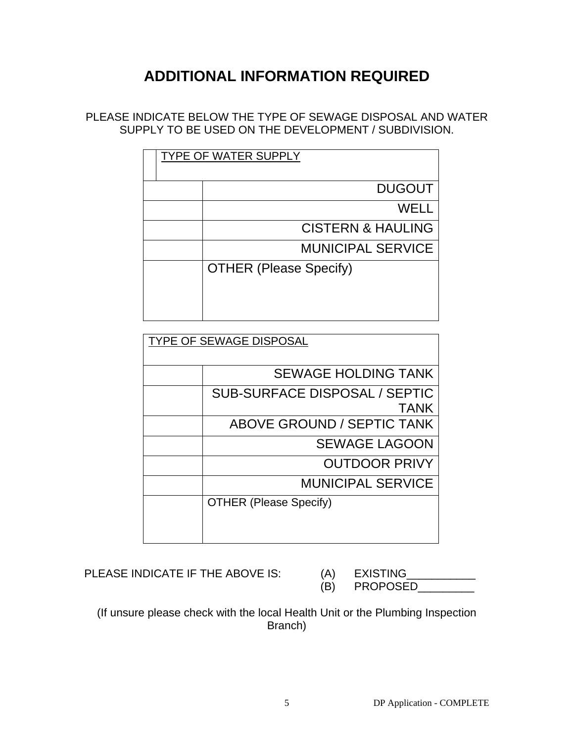# ADDITIONAL INFORMATION REQUIRED

PLEASE INDICATE BELOW THE TYPE OF SEWAGE DISPOSAL AND WATER SUPPLY TO BE USED ON THE DEVELOPMENT / SUBDIVISION.

| | TYPE OF WATER SUPPLY |
|---|---|
| | DUGOUT |
| | WELL |
| | CISTERN & HAULING |
| | MUNICIPAL SERVICE |
| | OTHER (Please Specify) |

| | TYPE OF SEWAGE DISPOSAL |
|---|---|
| | SEWAGE HOLDING TANK |
| | SUB-SURFACE DISPOSAL / SEPTIC TANK |
| | ABOVE GROUND / SEPTIC TANK |
| | SEWAGE LAGOON |
| | OUTDOOR PRIVY |
| | MUNICIPAL SERVICE |
| | OTHER (Please Specify) |

PLEASE INDICATE IF THE ABOVE IS:

(A) EXISTING___________

(B) PROPOSED_________

(If unsure please check with the local Health Unit or the Plumbing Inspection Branch)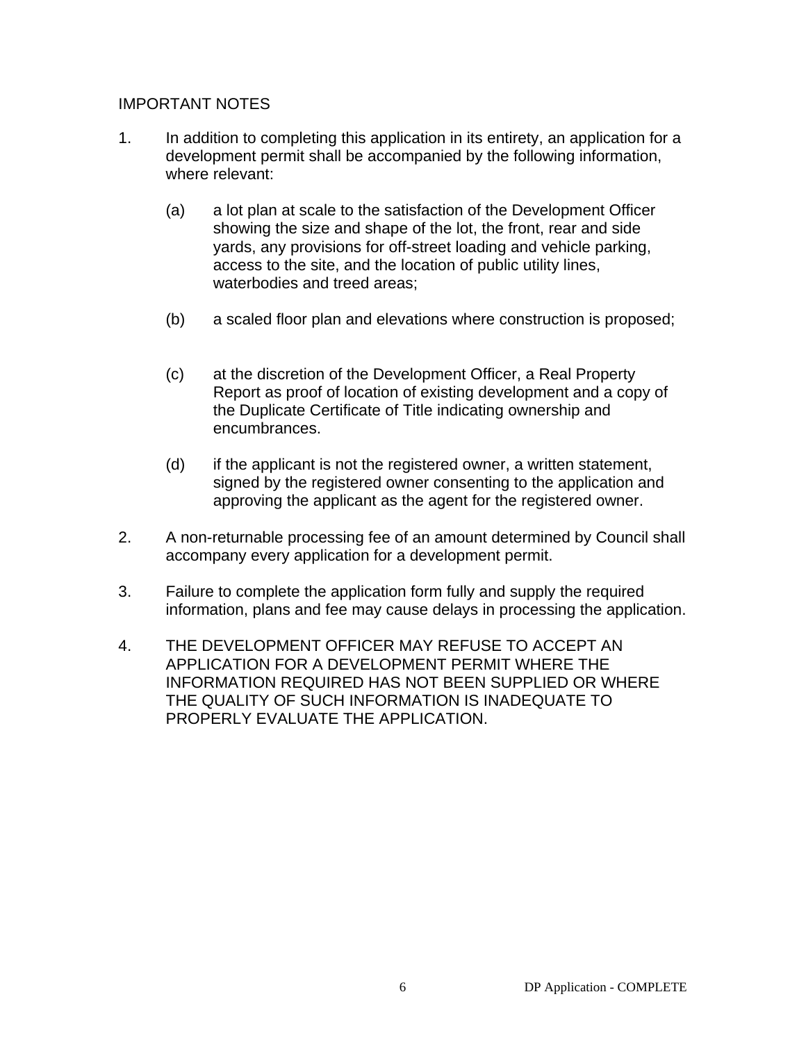## IMPORTANT NOTES

1. In addition to completing this application in its entirety, an application for a development permit shall be accompanied by the following information, where relevant:

   (a) a lot plan at scale to the satisfaction of the Development Officer showing the size and shape of the lot, the front, rear and side yards, any provisions for off-street loading and vehicle parking, access to the site, and the location of public utility lines, waterbodies and treed areas;

   (b) a scaled floor plan and elevations where construction is proposed;

   (c) at the discretion of the Development Officer, a Real Property Report as proof of location of existing development and a copy of the Duplicate Certificate of Title indicating ownership and encumbrances.

   (d) if the applicant is not the registered owner, a written statement, signed by the registered owner consenting to the application and approving the applicant as the agent for the registered owner.

2. A non-returnable processing fee of an amount determined by Council shall accompany every application for a development permit.

3. Failure to complete the application form fully and supply the required information, plans and fee may cause delays in processing the application.

4. THE DEVELOPMENT OFFICER MAY REFUSE TO ACCEPT AN APPLICATION FOR A DEVELOPMENT PERMIT WHERE THE INFORMATION REQUIRED HAS NOT BEEN SUPPLIED OR WHERE THE QUALITY OF SUCH INFORMATION IS INADEQUATE TO PROPERLY EVALUATE THE APPLICATION.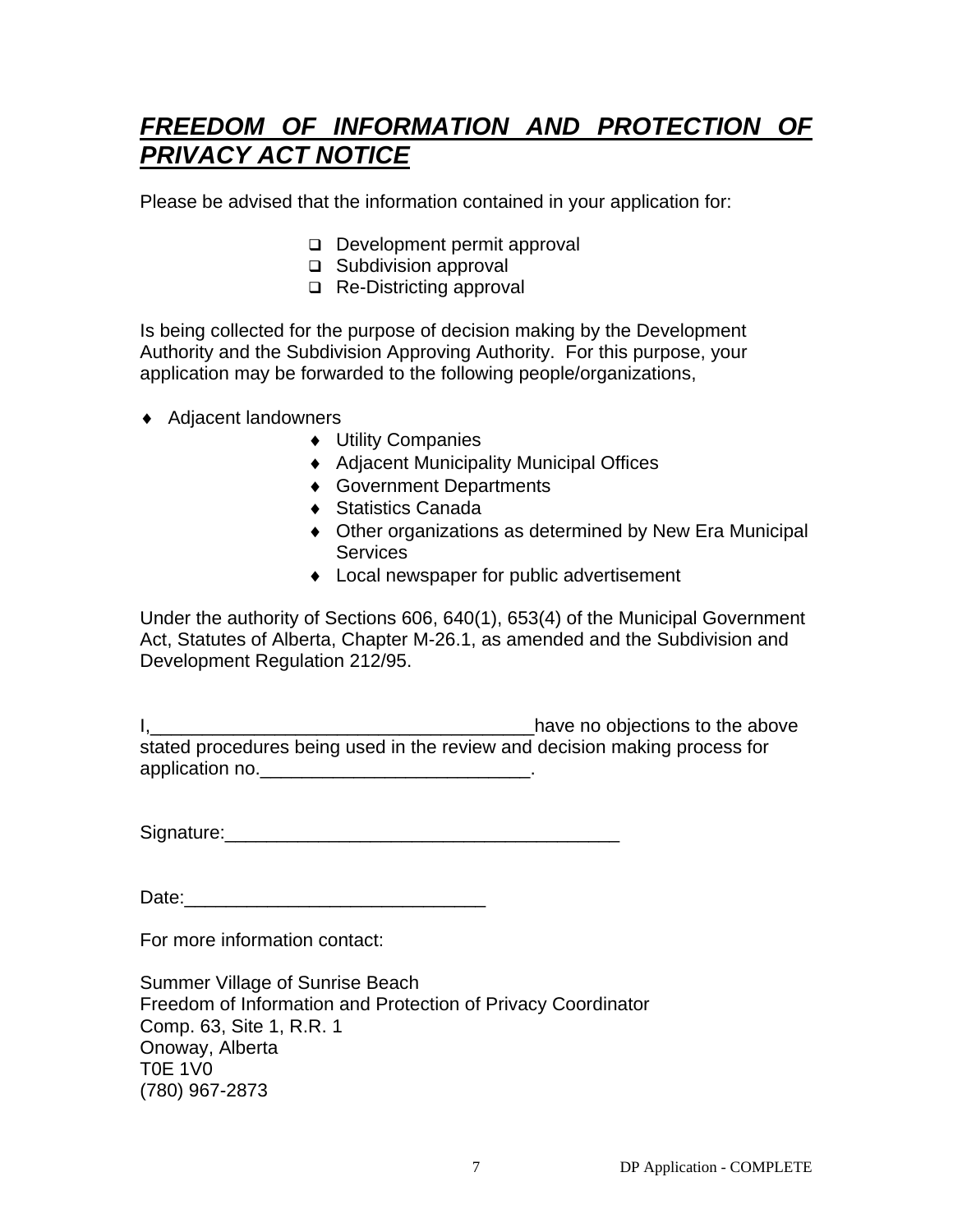# ***FREEDOM OF INFORMATION AND PROTECTION OF PRIVACY ACT NOTICE***

Please be advised that the information contained in your application for:

- ❑ Development permit approval
- ❑ Subdivision approval
- ❑ Re-Districting approval

Is being collected for the purpose of decision making by the Development Authority and the Subdivision Approving Authority. For this purpose, your application may be forwarded to the following people/organizations,

- Adjacent landowners
- Utility Companies
- Adjacent Municipality Municipal Offices
- Government Departments
- Statistics Canada
- Other organizations as determined by New Era Municipal Services
- Local newspaper for public advertisement

Under the authority of Sections 606, 640(1), 653(4) of the Municipal Government Act, Statutes of Alberta, Chapter M-26.1, as amended and the Subdivision and Development Regulation 212/95.

I,\_\_\_\_\_\_\_\_\_\_\_\_\_\_\_\_\_\_\_\_\_\_\_\_\_\_\_\_\_\_\_\_\_\_\_\_have no objections to the above stated procedures being used in the review and decision making process for application no.\_\_\_\_\_\_\_\_\_\_\_\_\_\_\_\_\_\_\_\_\_\_\_\_\_\_.

Signature:\_\_\_\_\_\_\_\_\_\_\_\_\_\_\_\_\_\_\_\_\_\_\_\_\_\_\_\_\_\_\_\_\_\_\_\_\_\_

Date:\_\_\_\_\_\_\_\_\_\_\_\_\_\_\_\_\_\_\_\_\_\_\_\_\_\_\_\_\_

For more information contact:

Summer Village of Sunrise Beach
Freedom of Information and Protection of Privacy Coordinator
Comp. 63, Site 1, R.R. 1
Onoway, Alberta
T0E 1V0
(780) 967-2873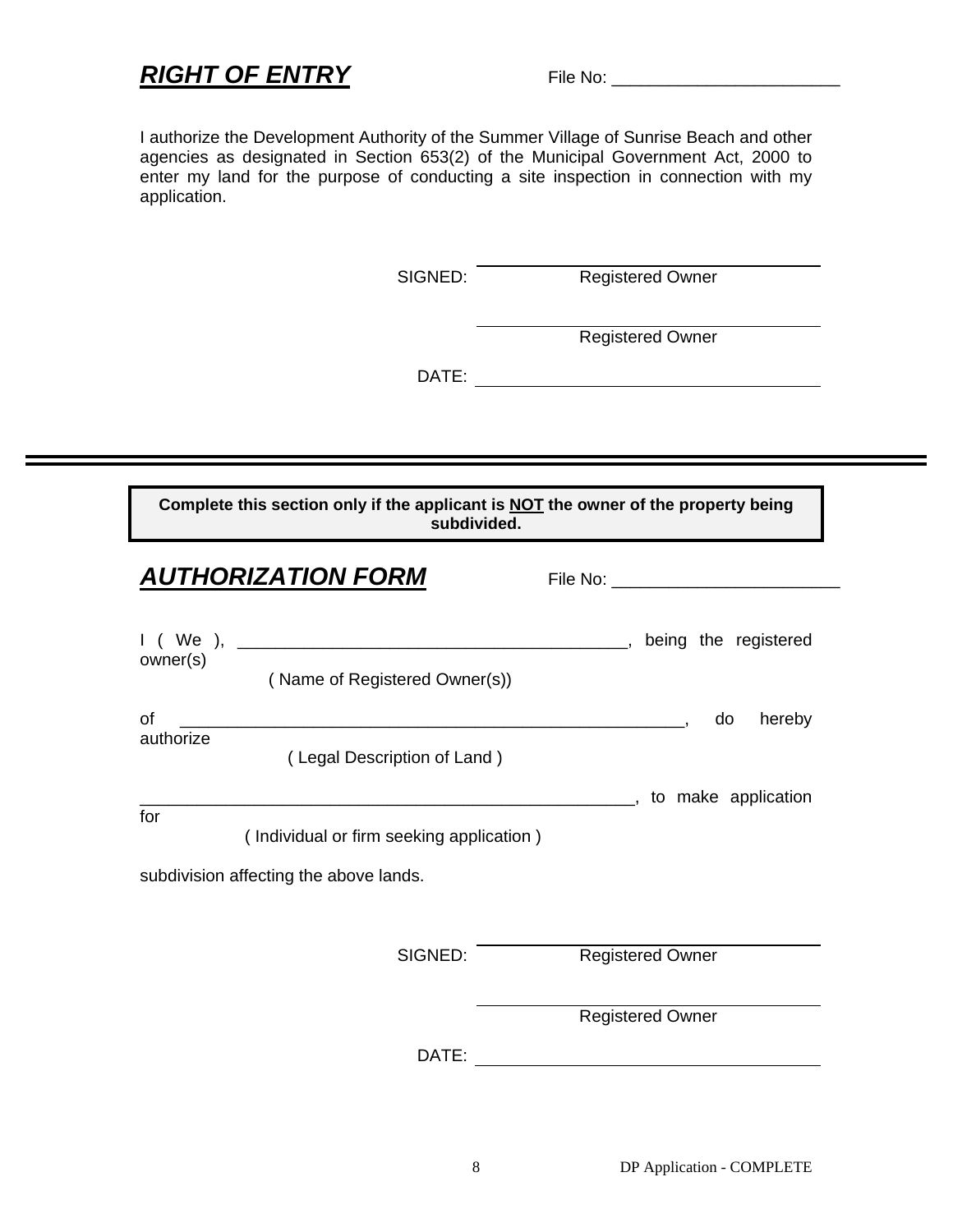## ***RIGHT OF ENTRY***

File No: ________________________

I authorize the Development Authority of the Summer Village of Sunrise Beach and other agencies as designated in Section 653(2) of the Municipal Government Act, 2000 to enter my land for the purpose of conducting a site inspection in connection with my application.

SIGNED: ______________________________
Registered Owner

______________________________
Registered Owner

DATE: ______________________________

---

**Complete this section only if the applicant is NOT the owner of the property being subdivided.**

## ***AUTHORIZATION FORM***

File No: ________________________

I ( We ), ________________________________________, being the registered owner(s)
( Name of Registered Owner(s))

of _______________________________________________________, do hereby authorize
( Legal Description of Land )

______________________________________________________, to make application for
( Individual or firm seeking application )

subdivision affecting the above lands.

SIGNED: ______________________________
Registered Owner

______________________________
Registered Owner

DATE: ______________________________

DP Application - COMPLETE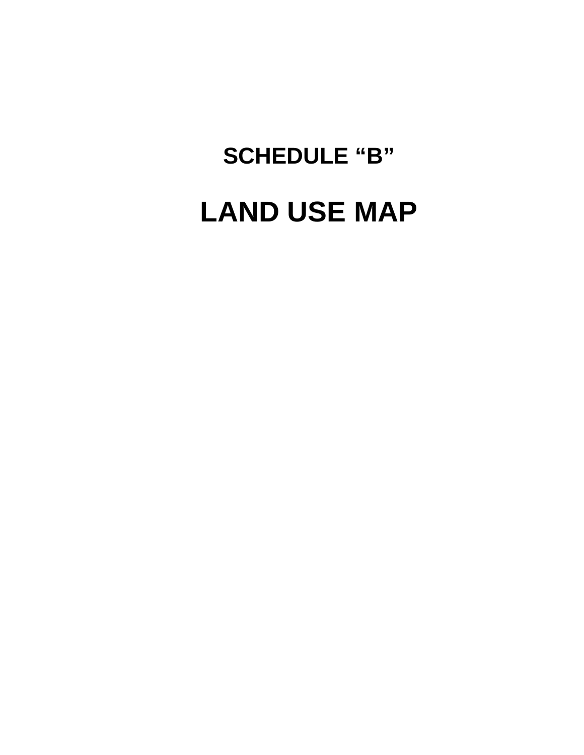## SCHEDULE “B”

# LAND USE MAP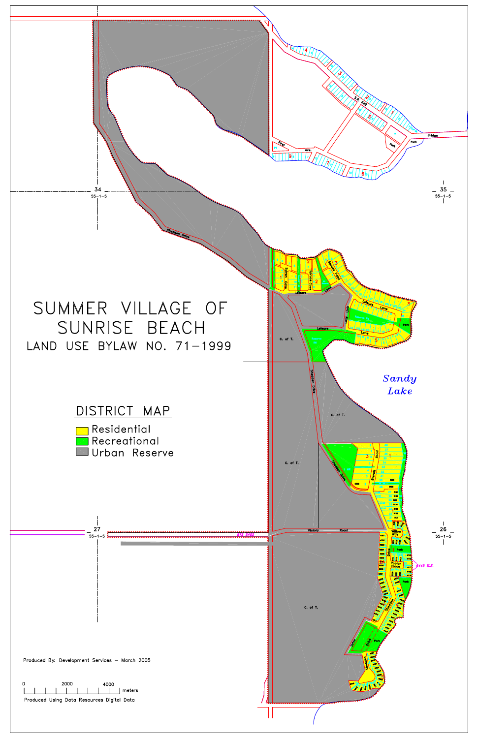# SUMMER VILLAGE OF SUNRISE BEACH

## LAND USE BYLAW NO. 71-1999

### DISTRICT MAP

- Residential
- Recreational
- Urban Reserve

Sandy Lake

Produced By: Development Services – March 2005

0 2000 4000 meters

Produced Using Data Resources Digital Data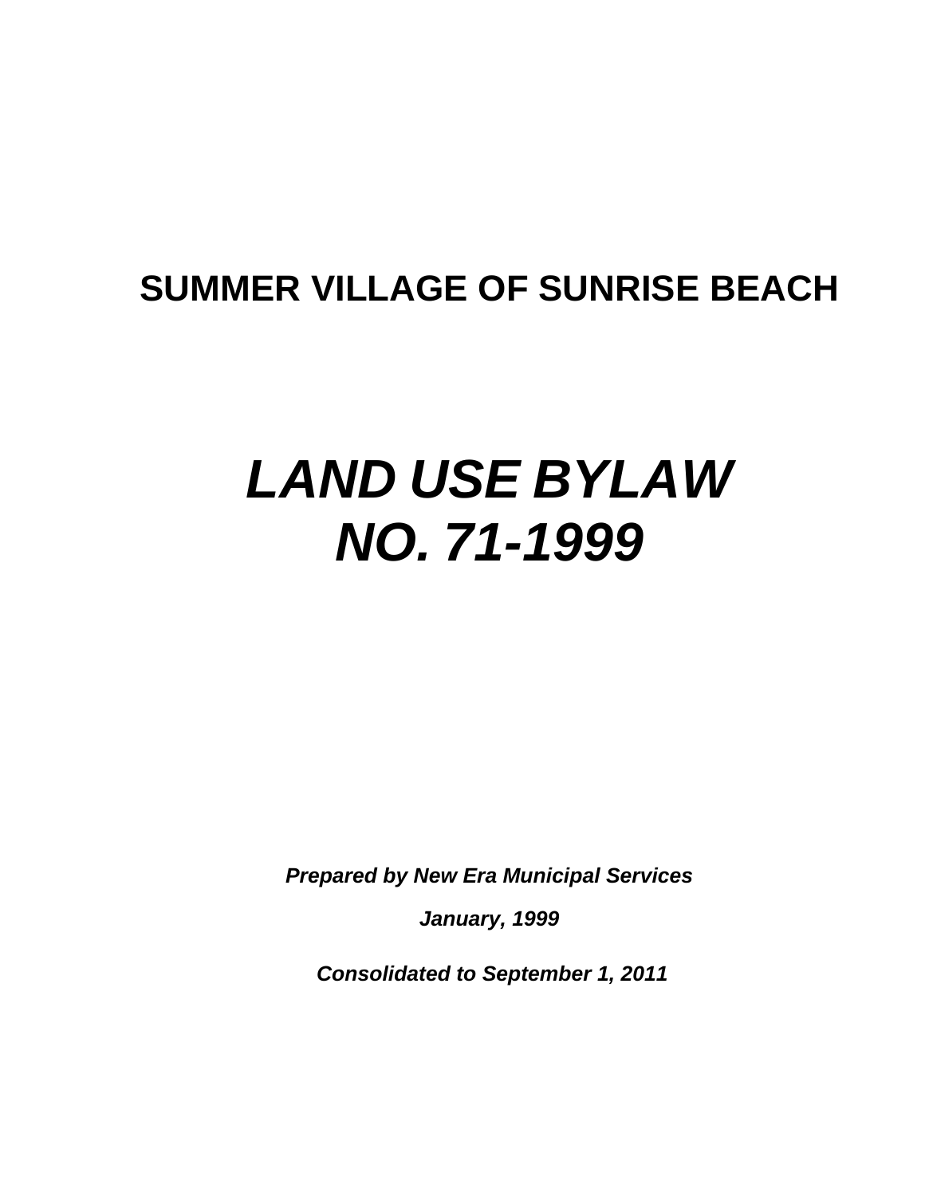# SUMMER VILLAGE OF SUNRISE BEACH

# *LAND USE BYLAW NO. 71-1999*

***Prepared by New Era Municipal Services***

***January, 1999***

***Consolidated to September 1, 2011***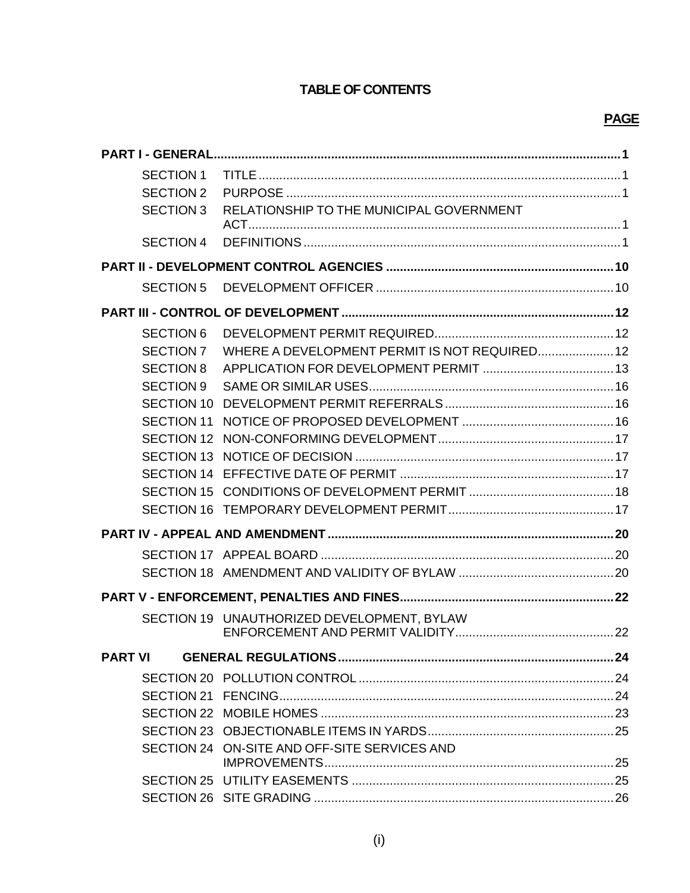# TABLE OF CONTENTS

| | | PAGE |
|---|---|---|
| **PART I - GENERAL** | | **1** |
| SECTION 1 | TITLE | 1 |
| SECTION 2 | PURPOSE | 1 |
| SECTION 3 | RELATIONSHIP TO THE MUNICIPAL GOVERNMENT ACT | 1 |
| SECTION 4 | DEFINITIONS | 1 |
| **PART II - DEVELOPMENT CONTROL AGENCIES** | | **10** |
| SECTION 5 | DEVELOPMENT OFFICER | 10 |
| **PART III - CONTROL OF DEVELOPMENT** | | **12** |
| SECTION 6 | DEVELOPMENT PERMIT REQUIRED | 12 |
| SECTION 7 | WHERE A DEVELOPMENT PERMIT IS NOT REQUIRED | 12 |
| SECTION 8 | APPLICATION FOR DEVELOPMENT PERMIT | 13 |
| SECTION 9 | SAME OR SIMILAR USES | 16 |
| SECTION 10 | DEVELOPMENT PERMIT REFERRALS | 16 |
| SECTION 11 | NOTICE OF PROPOSED DEVELOPMENT | 16 |
| SECTION 12 | NON-CONFORMING DEVELOPMENT | 17 |
| SECTION 13 | NOTICE OF DECISION | 17 |
| SECTION 14 | EFFECTIVE DATE OF PERMIT | 17 |
| SECTION 15 | CONDITIONS OF DEVELOPMENT PERMIT | 18 |
| SECTION 16 | TEMPORARY DEVELOPMENT PERMIT | 17 |
| **PART IV - APPEAL AND AMENDMENT** | | **20** |
| SECTION 17 | APPEAL BOARD | 20 |
| SECTION 18 | AMENDMENT AND VALIDITY OF BYLAW | 20 |
| **PART V - ENFORCEMENT, PENALTIES AND FINES** | | **22** |
| SECTION 19 | UNAUTHORIZED DEVELOPMENT, BYLAW ENFORCEMENT AND PERMIT VALIDITY | 22 |
| **PART VI** | **GENERAL REGULATIONS** | **24** |
| SECTION 20 | POLLUTION CONTROL | 24 |
| SECTION 21 | FENCING | 24 |
| SECTION 22 | MOBILE HOMES | 23 |
| SECTION 23 | OBJECTIONABLE ITEMS IN YARDS | 25 |
| SECTION 24 | ON-SITE AND OFF-SITE SERVICES AND IMPROVEMENTS | 25 |
| SECTION 25 | UTILITY EASEMENTS | 25 |
| SECTION 26 | SITE GRADING | 26 |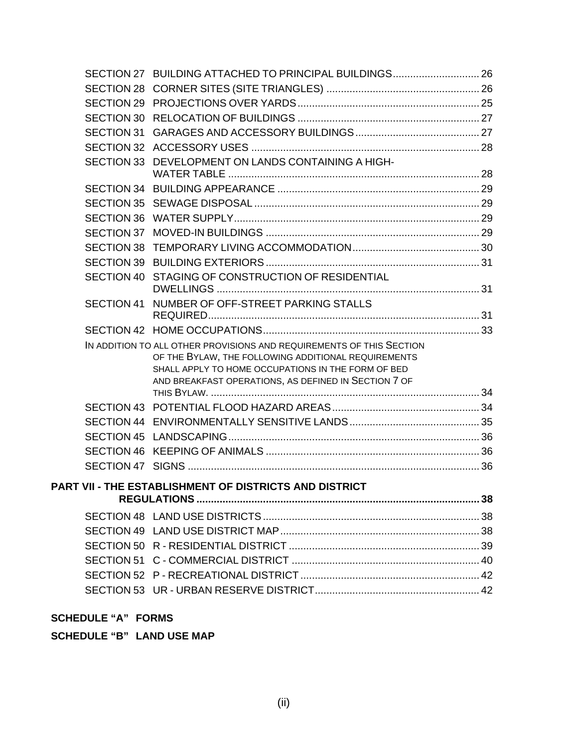SECTION 27 BUILDING ATTACHED TO PRINCIPAL BUILDINGS .............................. 26

SECTION 28 CORNER SITES (SITE TRIANGLES) ..................................................... 26

SECTION 29 PROJECTIONS OVER YARDS .............................................................. 25

SECTION 30 RELOCATION OF BUILDINGS ............................................................... 27

SECTION 31 GARAGES AND ACCESSORY BUILDINGS ........................................... 27

SECTION 32 ACCESSORY USES .............................................................................. 28

SECTION 33 DEVELOPMENT ON LANDS CONTAINING A HIGH-WATER TABLE ...................................................................................... 28

SECTION 34 BUILDING APPEARANCE ..................................................................... 29

SECTION 35 SEWAGE DISPOSAL ............................................................................. 29

SECTION 36 WATER SUPPLY .................................................................................... 29

SECTION 37 MOVED-IN BUILDINGS ......................................................................... 29

SECTION 38 TEMPORARY LIVING ACCOMMODATION ............................................ 30

SECTION 39 BUILDING EXTERIORS ......................................................................... 31

SECTION 40 STAGING OF CONSTRUCTION OF RESIDENTIAL DWELLINGS .......................................................................................... 31

SECTION 41 NUMBER OF OFF-STREET PARKING STALLS REQUIRED ............................................................................................. 31

SECTION 42 HOME OCCUPATIONS .......................................................................... 33

IN ADDITION TO ALL OTHER PROVISIONS AND REQUIREMENTS OF THIS SECTION OF THE BYLAW, THE FOLLOWING ADDITIONAL REQUIREMENTS SHALL APPLY TO HOME OCCUPATIONS IN THE FORM OF BED AND BREAKFAST OPERATIONS, AS DEFINED IN SECTION 7 OF THIS BYLAW. ............................................................................................ 34

SECTION 43 POTENTIAL FLOOD HAZARD AREAS ................................................... 34

SECTION 44 ENVIRONMENTALLY SENSITIVE LANDS ............................................ 35

SECTION 45 LANDSCAPING ...................................................................................... 36

SECTION 46 KEEPING OF ANIMALS ......................................................................... 36

SECTION 47 SIGNS .................................................................................................... 36

**PART VII - THE ESTABLISHMENT OF DISTRICTS AND DISTRICT REGULATIONS ................................................................................................. 38**

SECTION 48 LAND USE DISTRICTS .......................................................................... 38

SECTION 49 LAND USE DISTRICT MAP .................................................................... 38

SECTION 50 R - RESIDENTIAL DISTRICT ................................................................. 39

SECTION 51 C - COMMERCIAL DISTRICT ................................................................ 40

SECTION 52 P - RECREATIONAL DISTRICT ............................................................. 42

SECTION 53 UR - URBAN RESERVE DISTRICT ........................................................ 42

**SCHEDULE "A" FORMS**

**SCHEDULE "B" LAND USE MAP**